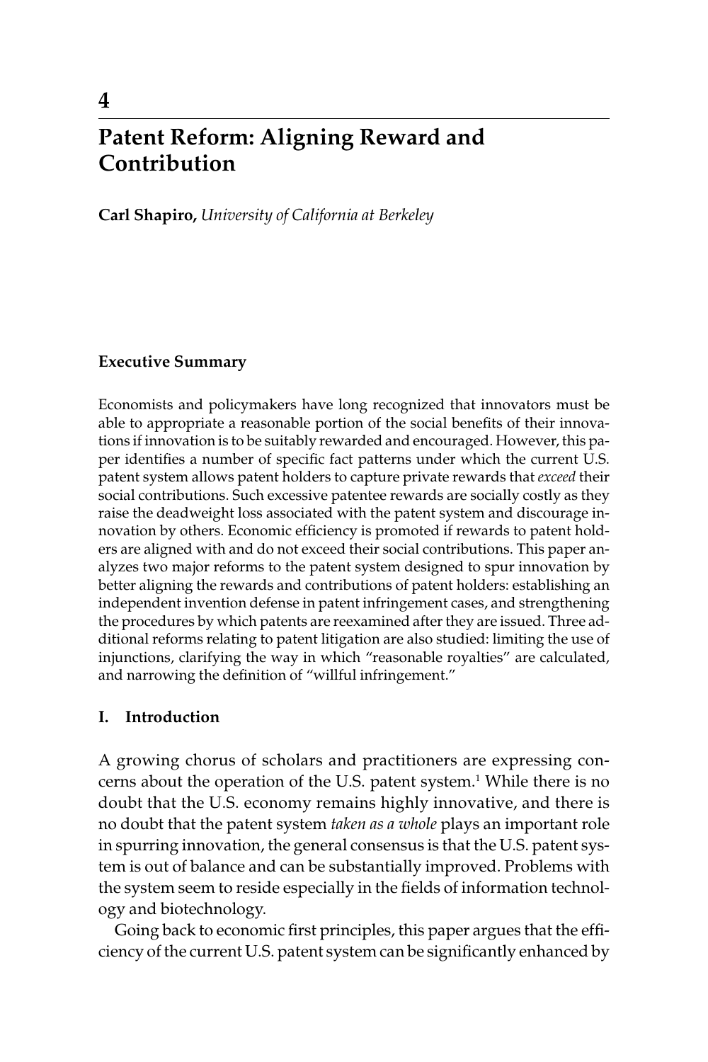# 4

# Patent Reform: Aligning Reward and Contribution

**Carl Shapiro,** *University of California at Berkeley*

### Executive Summary

Economists and policymakers have long recognized that innovators must be able to appropriate a reasonable portion of the social benefits of their innovations if innovation is to be suitably rewarded and encouraged. However, this paper identifies a number of specific fact patterns under which the current U.S. patent system allows patent holders to capture private rewards that *exceed* their social contributions. Such excessive patentee rewards are socially costly as they raise the deadweight loss associated with the patent system and discourage innovation by others. Economic efficiency is promoted if rewards to patent holders are aligned with and do not exceed their social contributions. This paper analyzes two major reforms to the patent system designed to spur innovation by better aligning the rewards and contributions of patent holders: establishing an independent invention defense in patent infringement cases, and strengthening the procedures by which patents are reexamined after they are issued. Three additional reforms relating to patent litigation are also studied: limiting the use of injunctions, clarifying the way in which "reasonable royalties" are calculated, and narrowing the definition of "willful infringement."

## I. Introduction

A growing chorus of scholars and practitioners are expressing concerns about the operation of the U.S. patent system.[1] While there is no doubt that the U.S. economy remains highly innovative, and there is no doubt that the patent system *taken as a whole* plays an important role in spurring innovation, the general consensus is that the U.S. patent system is out of balance and can be substantially improved. Problems with the system seem to reside especially in the fields of information technology and biotechnology.

Going back to economic first principles, this paper argues that the efficiency of the current U.S. patent system can be significantly enhanced by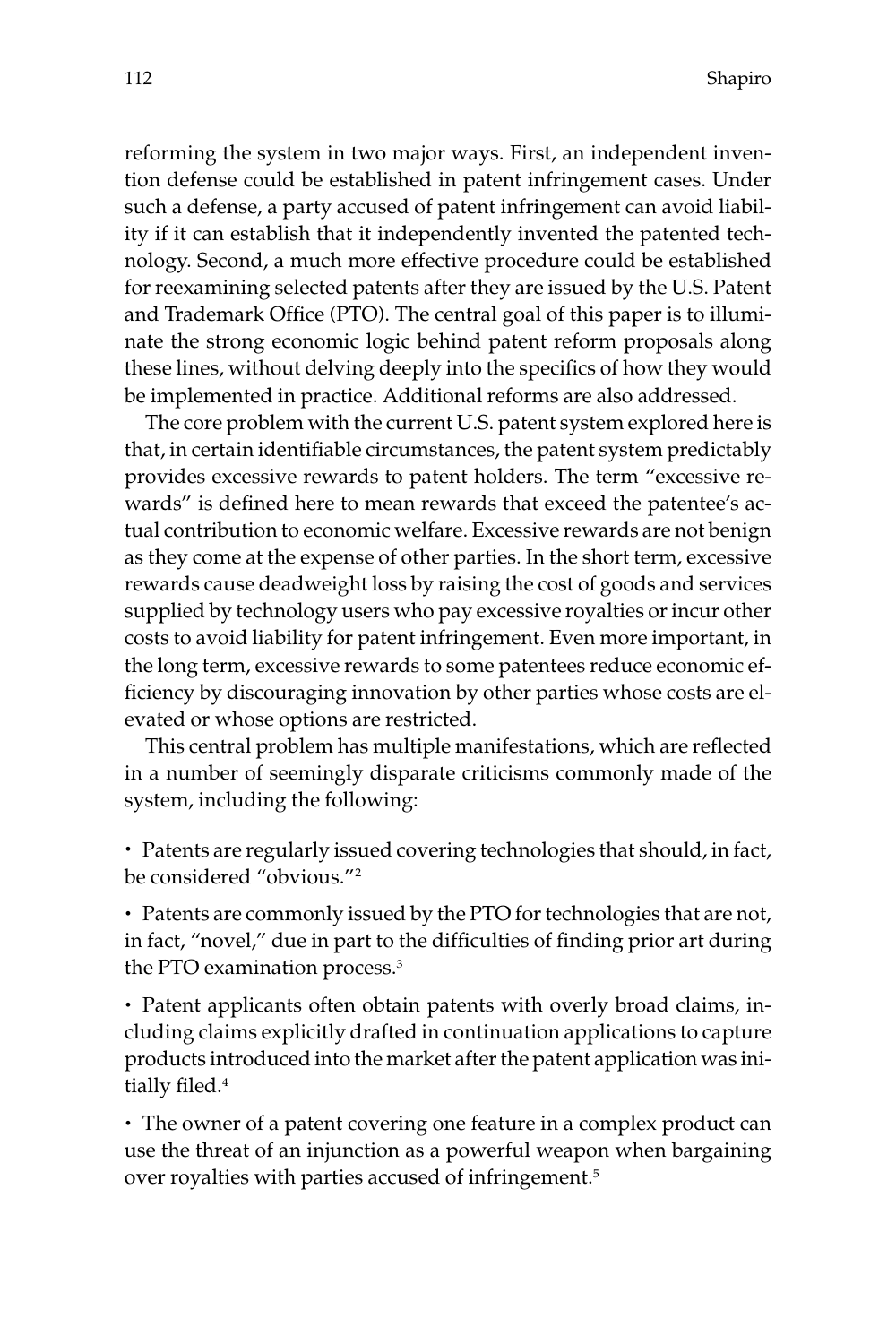reforming the system in two major ways. First, an independent invention defense could be established in patent infringement cases. Under such a defense, a party accused of patent infringement can avoid liability if it can establish that it independently invented the patented technology. Second, a much more effective procedure could be established for reexamining selected patents after they are issued by the U.S. Patent and Trademark Office (PTO). The central goal of this paper is to illuminate the strong economic logic behind patent reform proposals along these lines, without delving deeply into the specifics of how they would be implemented in practice. Additional reforms are also addressed.

The core problem with the current U.S. patent system explored here is that, in certain identifiable circumstances, the patent system predictably provides excessive rewards to patent holders. The term "excessive rewards" is defined here to mean rewards that exceed the patentee's actual contribution to economic welfare. Excessive rewards are not benign as they come at the expense of other parties. In the short term, excessive rewards cause deadweight loss by raising the cost of goods and services supplied by technology users who pay excessive royalties or incur other costs to avoid liability for patent infringement. Even more important, in the long term, excessive rewards to some patentees reduce economic efficiency by discouraging innovation by other parties whose costs are elevated or whose options are restricted.

This central problem has multiple manifestations, which are reflected in a number of seemingly disparate criticisms commonly made of the system, including the following:

- Patents are regularly issued covering technologies that should, in fact, be considered "obvious."[2]
- Patents are commonly issued by the PTO for technologies that are not, in fact, "novel," due in part to the difficulties of finding prior art during the PTO examination process.[3]
- Patent applicants often obtain patents with overly broad claims, including claims explicitly drafted in continuation applications to capture products introduced into the market after the patent application was initially filed.[4]
- The owner of a patent covering one feature in a complex product can use the threat of an injunction as a powerful weapon when bargaining over royalties with parties accused of infringement.[5]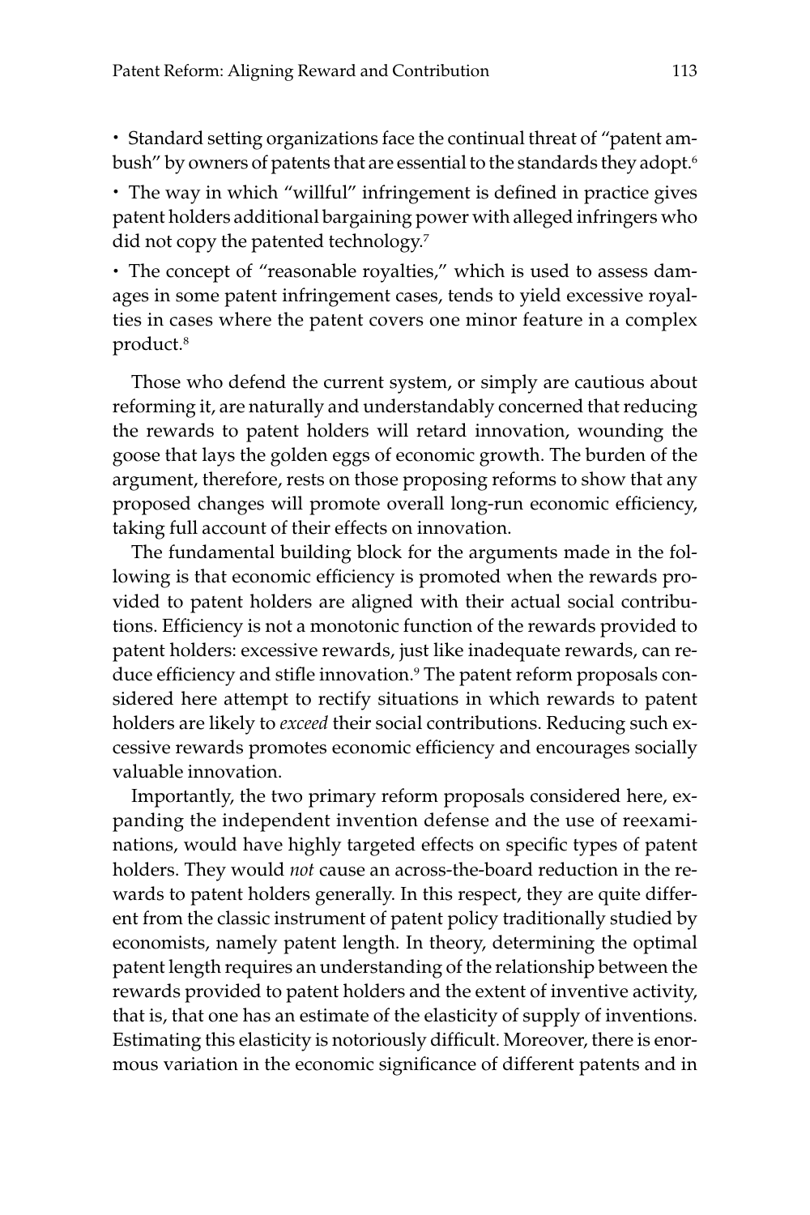- Standard setting organizations face the continual threat of "patent ambush" by owners of patents that are essential to the standards they adopt.[6]
- The way in which "willful" infringement is defined in practice gives patent holders additional bargaining power with alleged infringers who did not copy the patented technology.[7]
- The concept of "reasonable royalties," which is used to assess damages in some patent infringement cases, tends to yield excessive royalties in cases where the patent covers one minor feature in a complex product.[8]

Those who defend the current system, or simply are cautious about reforming it, are naturally and understandably concerned that reducing the rewards to patent holders will retard innovation, wounding the goose that lays the golden eggs of economic growth. The burden of the argument, therefore, rests on those proposing reforms to show that any proposed changes will promote overall long-run economic efficiency, taking full account of their effects on innovation.

The fundamental building block for the arguments made in the following is that economic efficiency is promoted when the rewards provided to patent holders are aligned with their actual social contributions. Efficiency is not a monotonic function of the rewards provided to patent holders: excessive rewards, just like inadequate rewards, can reduce efficiency and stifle innovation.[9] The patent reform proposals considered here attempt to rectify situations in which rewards to patent holders are likely to *exceed* their social contributions. Reducing such excessive rewards promotes economic efficiency and encourages socially valuable innovation.

Importantly, the two primary reform proposals considered here, expanding the independent invention defense and the use of reexaminations, would have highly targeted effects on specific types of patent holders. They would *not* cause an across-the-board reduction in the rewards to patent holders generally. In this respect, they are quite different from the classic instrument of patent policy traditionally studied by economists, namely patent length. In theory, determining the optimal patent length requires an understanding of the relationship between the rewards provided to patent holders and the extent of inventive activity, that is, that one has an estimate of the elasticity of supply of inventions. Estimating this elasticity is notoriously difficult. Moreover, there is enormous variation in the economic significance of different patents and in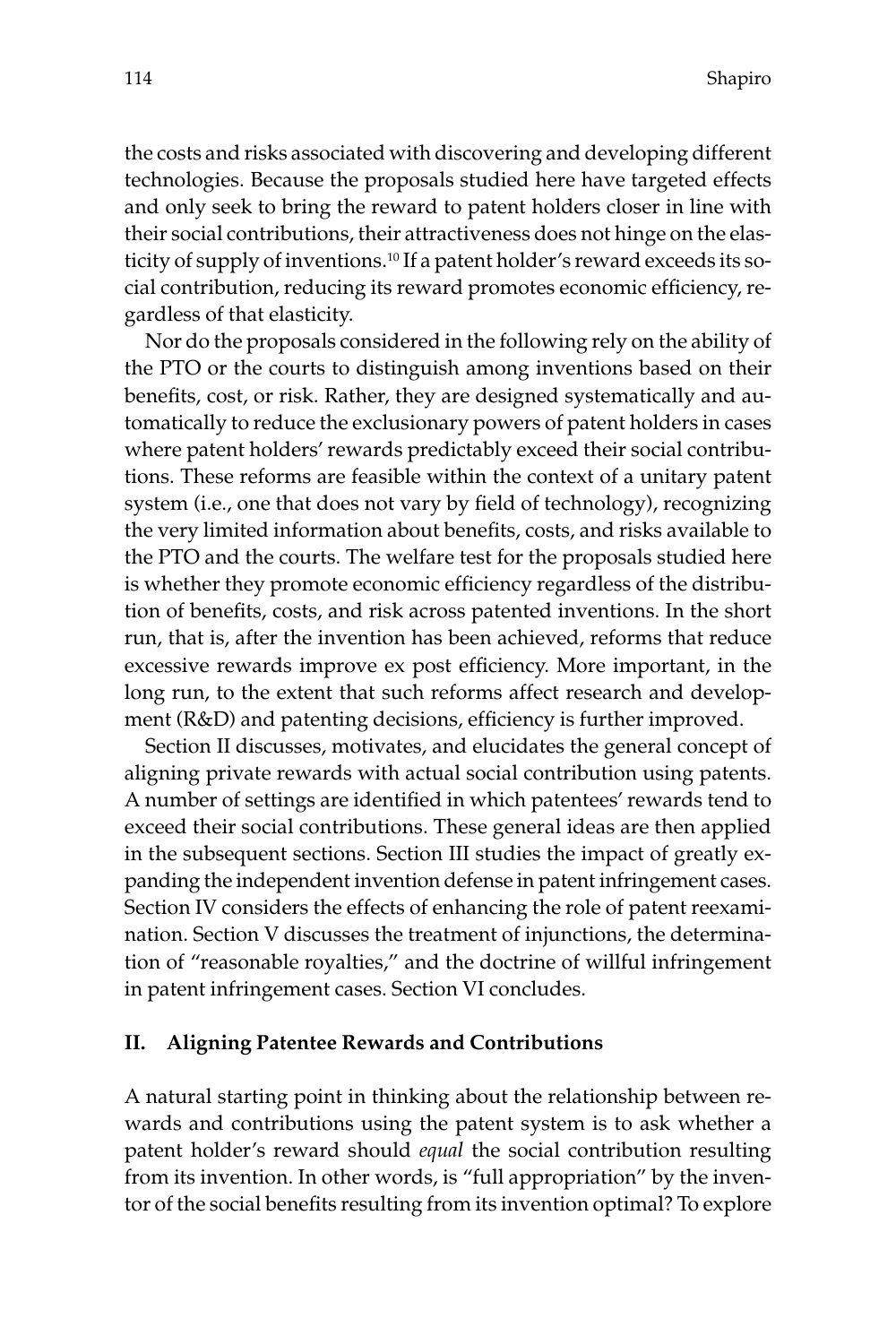the costs and risks associated with discovering and developing different technologies. Because the proposals studied here have targeted effects and only seek to bring the reward to patent holders closer in line with their social contributions, their attractiveness does not hinge on the elasticity of supply of inventions.[10] If a patent holder's reward exceeds its social contribution, reducing its reward promotes economic efficiency, regardless of that elasticity.

Nor do the proposals considered in the following rely on the ability of the PTO or the courts to distinguish among inventions based on their benefits, cost, or risk. Rather, they are designed systematically and automatically to reduce the exclusionary powers of patent holders in cases where patent holders' rewards predictably exceed their social contributions. These reforms are feasible within the context of a unitary patent system (i.e., one that does not vary by field of technology), recognizing the very limited information about benefits, costs, and risks available to the PTO and the courts. The welfare test for the proposals studied here is whether they promote economic efficiency regardless of the distribution of benefits, costs, and risk across patented inventions. In the short run, that is, after the invention has been achieved, reforms that reduce excessive rewards improve ex post efficiency. More important, in the long run, to the extent that such reforms affect research and development (R&D) and patenting decisions, efficiency is further improved.

Section II discusses, motivates, and elucidates the general concept of aligning private rewards with actual social contribution using patents. A number of settings are identified in which patentees' rewards tend to exceed their social contributions. These general ideas are then applied in the subsequent sections. Section III studies the impact of greatly expanding the independent invention defense in patent infringement cases. Section IV considers the effects of enhancing the role of patent reexamination. Section V discusses the treatment of injunctions, the determination of "reasonable royalties," and the doctrine of willful infringement in patent infringement cases. Section VI concludes.

## II. Aligning Patentee Rewards and Contributions

A natural starting point in thinking about the relationship between rewards and contributions using the patent system is to ask whether a patent holder's reward should *equal* the social contribution resulting from its invention. In other words, is "full appropriation" by the inventor of the social benefits resulting from its invention optimal? To explore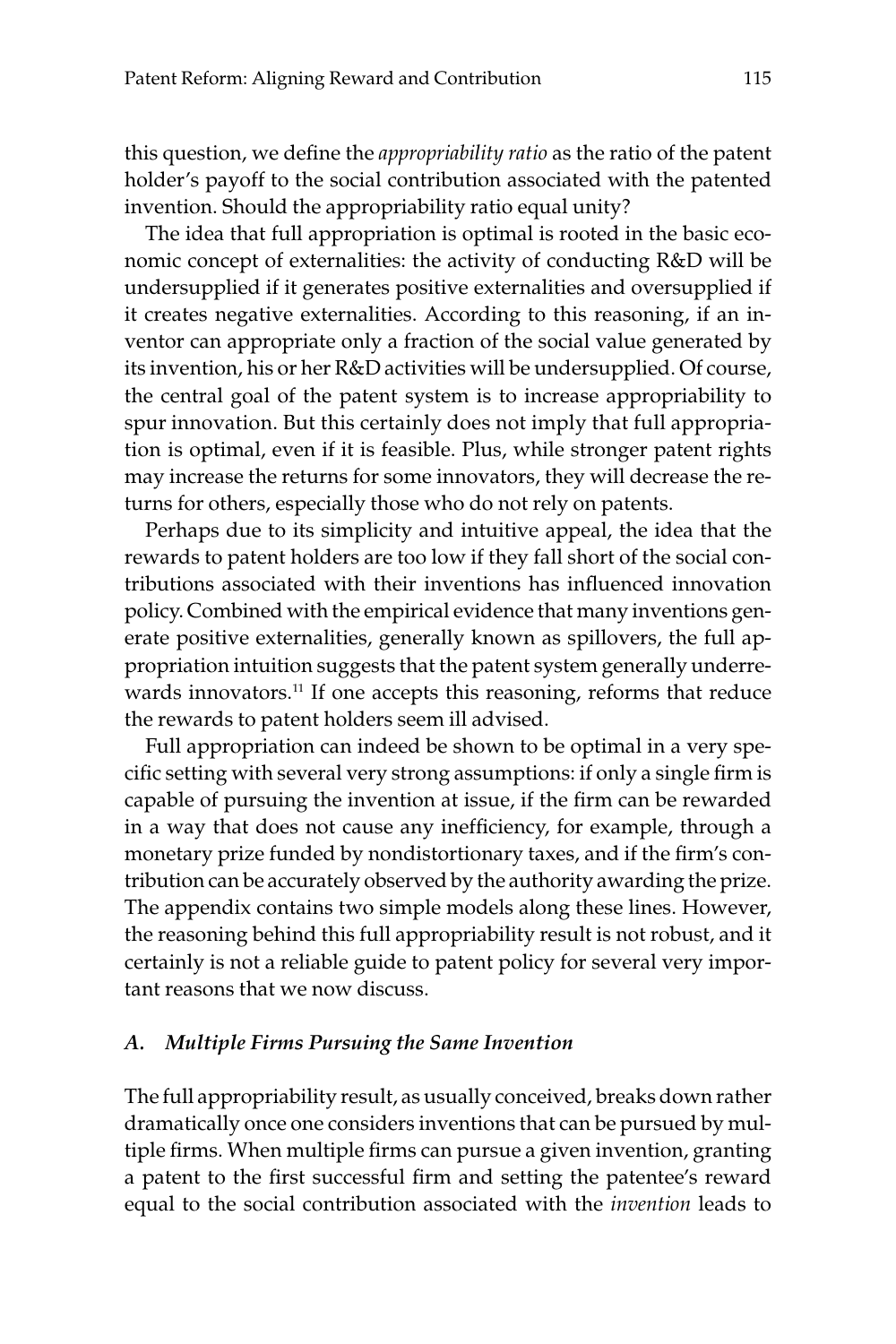this question, we define the *appropriability ratio* as the ratio of the patent holder's payoff to the social contribution associated with the patented invention. Should the appropriability ratio equal unity?

The idea that full appropriation is optimal is rooted in the basic economic concept of externalities: the activity of conducting R&D will be undersupplied if it generates positive externalities and oversupplied if it creates negative externalities. According to this reasoning, if an inventor can appropriate only a fraction of the social value generated by its invention, his or her R&D activities will be undersupplied. Of course, the central goal of the patent system is to increase appropriability to spur innovation. But this certainly does not imply that full appropriation is optimal, even if it is feasible. Plus, while stronger patent rights may increase the returns for some innovators, they will decrease the returns for others, especially those who do not rely on patents.

Perhaps due to its simplicity and intuitive appeal, the idea that the rewards to patent holders are too low if they fall short of the social contributions associated with their inventions has influenced innovation policy. Combined with the empirical evidence that many inventions generate positive externalities, generally known as spillovers, the full appropriation intuition suggests that the patent system generally underrewards innovators.[11] If one accepts this reasoning, reforms that reduce the rewards to patent holders seem ill advised.

Full appropriation can indeed be shown to be optimal in a very specific setting with several very strong assumptions: if only a single firm is capable of pursuing the invention at issue, if the firm can be rewarded in a way that does not cause any inefficiency, for example, through a monetary prize funded by nondistortionary taxes, and if the firm's contribution can be accurately observed by the authority awarding the prize. The appendix contains two simple models along these lines. However, the reasoning behind this full appropriability result is not robust, and it certainly is not a reliable guide to patent policy for several very important reasons that we now discuss.

### *A. Multiple Firms Pursuing the Same Invention*

The full appropriability result, as usually conceived, breaks down rather dramatically once one considers inventions that can be pursued by multiple firms. When multiple firms can pursue a given invention, granting a patent to the first successful firm and setting the patentee's reward equal to the social contribution associated with the *invention* leads to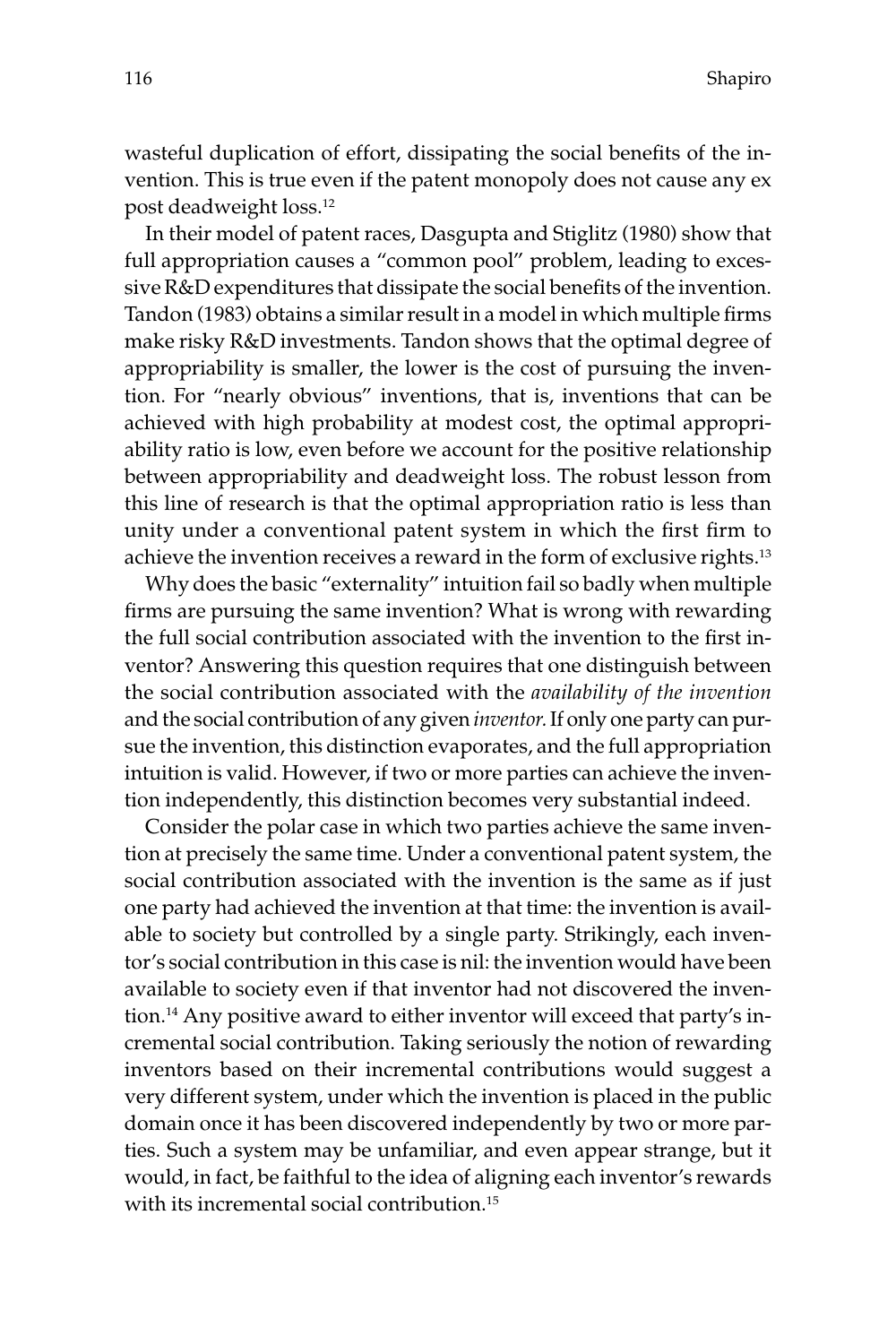wasteful duplication of effort, dissipating the social benefits of the invention. This is true even if the patent monopoly does not cause any ex post deadweight loss.[12]

In their model of patent races, Dasgupta and Stiglitz (1980) show that full appropriation causes a "common pool" problem, leading to excessive R&D expenditures that dissipate the social benefits of the invention. Tandon (1983) obtains a similar result in a model in which multiple firms make risky R&D investments. Tandon shows that the optimal degree of appropriability is smaller, the lower is the cost of pursuing the invention. For "nearly obvious" inventions, that is, inventions that can be achieved with high probability at modest cost, the optimal appropriability ratio is low, even before we account for the positive relationship between appropriability and deadweight loss. The robust lesson from this line of research is that the optimal appropriation ratio is less than unity under a conventional patent system in which the first firm to achieve the invention receives a reward in the form of exclusive rights.[13]

Why does the basic "externality" intuition fail so badly when multiple firms are pursuing the same invention? What is wrong with rewarding the full social contribution associated with the invention to the first inventor? Answering this question requires that one distinguish between the social contribution associated with the *availability of the invention* and the social contribution of any given *inventor.* If only one party can pursue the invention, this distinction evaporates, and the full appropriation intuition is valid. However, if two or more parties can achieve the invention independently, this distinction becomes very substantial indeed.

Consider the polar case in which two parties achieve the same invention at precisely the same time. Under a conventional patent system, the social contribution associated with the invention is the same as if just one party had achieved the invention at that time: the invention is available to society but controlled by a single party. Strikingly, each inventor's social contribution in this case is nil: the invention would have been available to society even if that inventor had not discovered the invention.[14] Any positive award to either inventor will exceed that party's incremental social contribution. Taking seriously the notion of rewarding inventors based on their incremental contributions would suggest a very different system, under which the invention is placed in the public domain once it has been discovered independently by two or more parties. Such a system may be unfamiliar, and even appear strange, but it would, in fact, be faithful to the idea of aligning each inventor's rewards with its incremental social contribution.[15]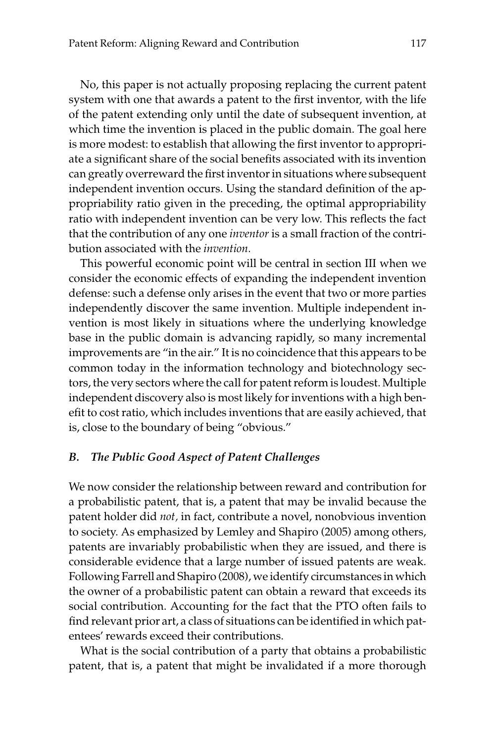No, this paper is not actually proposing replacing the current patent system with one that awards a patent to the first inventor, with the life of the patent extending only until the date of subsequent invention, at which time the invention is placed in the public domain. The goal here is more modest: to establish that allowing the first inventor to appropriate a significant share of the social benefits associated with its invention can greatly overreward the first inventor in situations where subsequent independent invention occurs. Using the standard definition of the appropriability ratio given in the preceding, the optimal appropriability ratio with independent invention can be very low. This reflects the fact that the contribution of any one *inventor* is a small fraction of the contribution associated with the *invention*.

This powerful economic point will be central in section III when we consider the economic effects of expanding the independent invention defense: such a defense only arises in the event that two or more parties independently discover the same invention. Multiple independent invention is most likely in situations where the underlying knowledge base in the public domain is advancing rapidly, so many incremental improvements are "in the air." It is no coincidence that this appears to be common today in the information technology and biotechnology sectors, the very sectors where the call for patent reform is loudest. Multiple independent discovery also is most likely for inventions with a high benefit to cost ratio, which includes inventions that are easily achieved, that is, close to the boundary of being "obvious."

### *B. The Public Good Aspect of Patent Challenges*

We now consider the relationship between reward and contribution for a probabilistic patent, that is, a patent that may be invalid because the patent holder did *not*, in fact, contribute a novel, nonobvious invention to society. As emphasized by Lemley and Shapiro (2005) among others, patents are invariably probabilistic when they are issued, and there is considerable evidence that a large number of issued patents are weak. Following Farrell and Shapiro (2008), we identify circumstances in which the owner of a probabilistic patent can obtain a reward that exceeds its social contribution. Accounting for the fact that the PTO often fails to find relevant prior art, a class of situations can be identified in which patentees' rewards exceed their contributions.

What is the social contribution of a party that obtains a probabilistic patent, that is, a patent that might be invalidated if a more thorough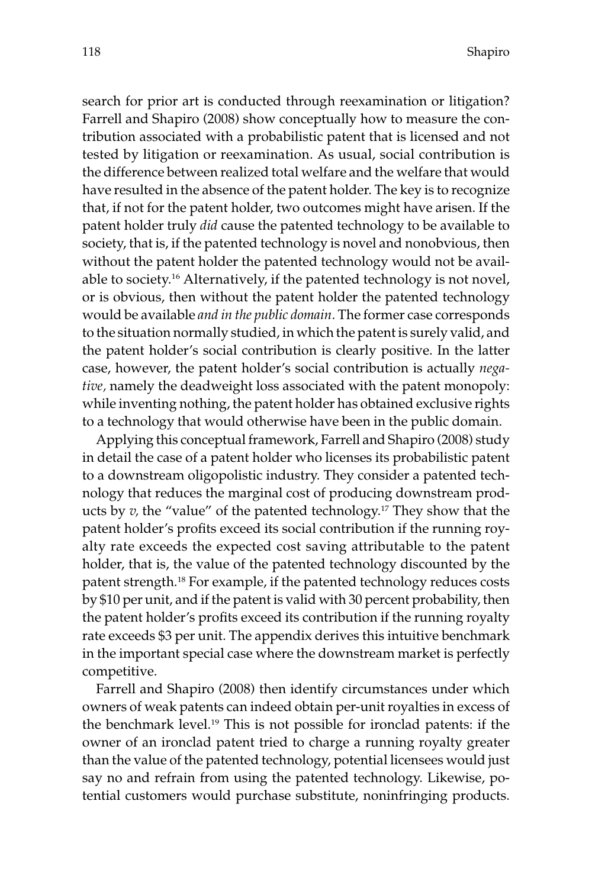search for prior art is conducted through reexamination or litigation? Farrell and Shapiro (2008) show conceptually how to measure the contribution associated with a probabilistic patent that is licensed and not tested by litigation or reexamination. As usual, social contribution is the difference between realized total welfare and the welfare that would have resulted in the absence of the patent holder. The key is to recognize that, if not for the patent holder, two outcomes might have arisen. If the patent holder truly *did* cause the patented technology to be available to society, that is, if the patented technology is novel and nonobvious, then without the patent holder the patented technology would not be available to society.[16] Alternatively, if the patented technology is not novel, or is obvious, then without the patent holder the patented technology would be available *and in the public domain*. The former case corresponds to the situation normally studied, in which the patent is surely valid, and the patent holder's social contribution is clearly positive. In the latter case, however, the patent holder's social contribution is actually *negative*, namely the deadweight loss associated with the patent monopoly: while inventing nothing, the patent holder has obtained exclusive rights to a technology that would otherwise have been in the public domain.

Applying this conceptual framework, Farrell and Shapiro (2008) study in detail the case of a patent holder who licenses its probabilistic patent to a downstream oligopolistic industry. They consider a patented technology that reduces the marginal cost of producing downstream products by $v$, the "value" of the patented technology.[17] They show that the patent holder's profits exceed its social contribution if the running royalty rate exceeds the expected cost saving attributable to the patent holder, that is, the value of the patented technology discounted by the patent strength.[18] For example, if the patented technology reduces costs by $10 per unit, and if the patent is valid with 30 percent probability, then the patent holder's profits exceed its contribution if the running royalty rate exceeds $3 per unit. The appendix derives this intuitive benchmark in the important special case where the downstream market is perfectly competitive.

Farrell and Shapiro (2008) then identify circumstances under which owners of weak patents can indeed obtain per-unit royalties in excess of the benchmark level.[19] This is not possible for ironclad patents: if the owner of an ironclad patent tried to charge a running royalty greater than the value of the patented technology, potential licensees would just say no and refrain from using the patented technology. Likewise, potential customers would purchase substitute, noninfringing products.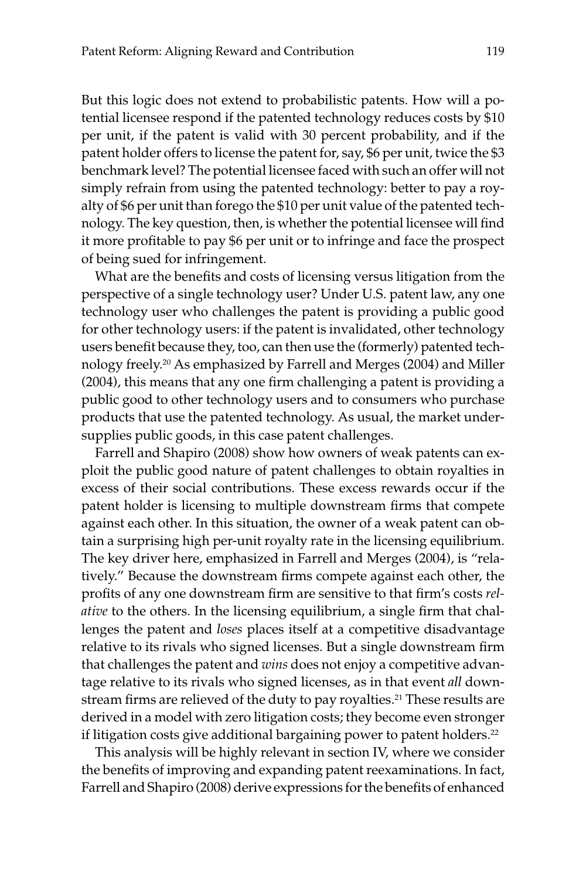But this logic does not extend to probabilistic patents. How will a potential licensee respond if the patented technology reduces costs by $10 per unit, if the patent is valid with 30 percent probability, and if the patent holder offers to license the patent for, say, $6 per unit, twice the $3 benchmark level? The potential licensee faced with such an offer will not simply refrain from using the patented technology: better to pay a royalty of $6 per unit than forego the $10 per unit value of the patented technology. The key question, then, is whether the potential licensee will find it more profitable to pay $6 per unit or to infringe and face the prospect of being sued for infringement.

What are the benefits and costs of licensing versus litigation from the perspective of a single technology user? Under U.S. patent law, any one technology user who challenges the patent is providing a public good for other technology users: if the patent is invalidated, other technology users benefit because they, too, can then use the (formerly) patented technology freely.[20] As emphasized by Farrell and Merges (2004) and Miller (2004), this means that any one firm challenging a patent is providing a public good to other technology users and to consumers who purchase products that use the patented technology. As usual, the market undersupplies public goods, in this case patent challenges.

Farrell and Shapiro (2008) show how owners of weak patents can exploit the public good nature of patent challenges to obtain royalties in excess of their social contributions. These excess rewards occur if the patent holder is licensing to multiple downstream firms that compete against each other. In this situation, the owner of a weak patent can obtain a surprising high per-unit royalty rate in the licensing equilibrium. The key driver here, emphasized in Farrell and Merges (2004), is "relatively." Because the downstream firms compete against each other, the profits of any one downstream firm are sensitive to that firm's costs *relative* to the others. In the licensing equilibrium, a single firm that challenges the patent and *loses* places itself at a competitive disadvantage relative to its rivals who signed licenses. But a single downstream firm that challenges the patent and *wins* does not enjoy a competitive advantage relative to its rivals who signed licenses, as in that event *all* downstream firms are relieved of the duty to pay royalties.[21] These results are derived in a model with zero litigation costs; they become even stronger if litigation costs give additional bargaining power to patent holders.[22]

This analysis will be highly relevant in section IV, where we consider the benefits of improving and expanding patent reexaminations. In fact, Farrell and Shapiro (2008) derive expressions for the benefits of enhanced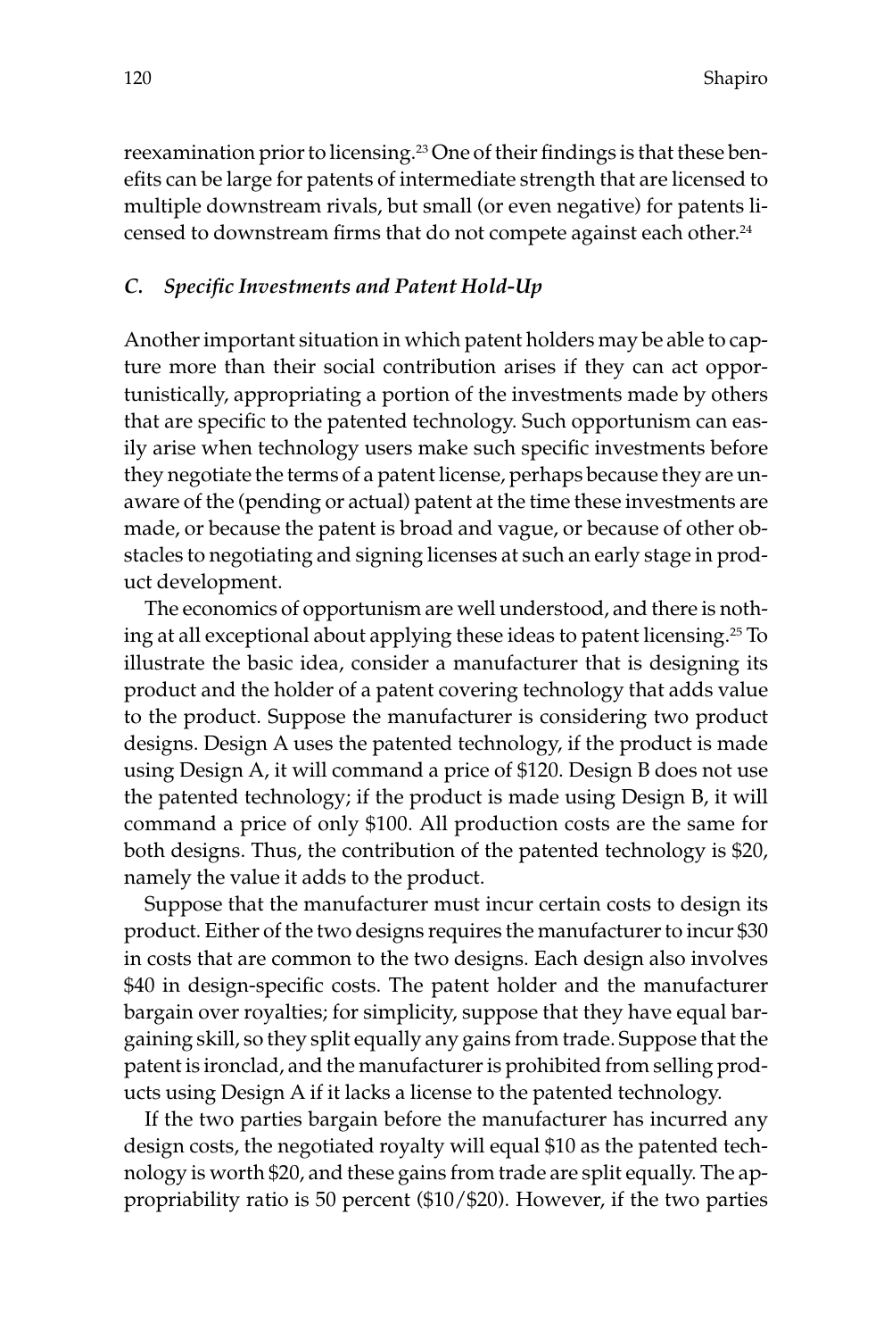reexamination prior to licensing.[23] One of their findings is that these benefits can be large for patents of intermediate strength that are licensed to multiple downstream rivals, but small (or even negative) for patents licensed to downstream firms that do not compete against each other.[24]

### *C. Specific Investments and Patent Hold-Up*

Another important situation in which patent holders may be able to capture more than their social contribution arises if they can act opportunistically, appropriating a portion of the investments made by others that are specific to the patented technology. Such opportunism can easily arise when technology users make such specific investments before they negotiate the terms of a patent license, perhaps because they are unaware of the (pending or actual) patent at the time these investments are made, or because the patent is broad and vague, or because of other obstacles to negotiating and signing licenses at such an early stage in product development.

The economics of opportunism are well understood, and there is nothing at all exceptional about applying these ideas to patent licensing.[25] To illustrate the basic idea, consider a manufacturer that is designing its product and the holder of a patent covering technology that adds value to the product. Suppose the manufacturer is considering two product designs. Design A uses the patented technology, if the product is made using Design A, it will command a price of $120. Design B does not use the patented technology; if the product is made using Design B, it will command a price of only $100. All production costs are the same for both designs. Thus, the contribution of the patented technology is $20, namely the value it adds to the product.

Suppose that the manufacturer must incur certain costs to design its product. Either of the two designs requires the manufacturer to incur $30 in costs that are common to the two designs. Each design also involves $40 in design-specific costs. The patent holder and the manufacturer bargain over royalties; for simplicity, suppose that they have equal bargaining skill, so they split equally any gains from trade. Suppose that the patent is ironclad, and the manufacturer is prohibited from selling products using Design A if it lacks a license to the patented technology.

If the two parties bargain before the manufacturer has incurred any design costs, the negotiated royalty will equal $10 as the patented technology is worth $20, and these gains from trade are split equally. The appropriability ratio is 50 percent ($10/$20). However, if the two parties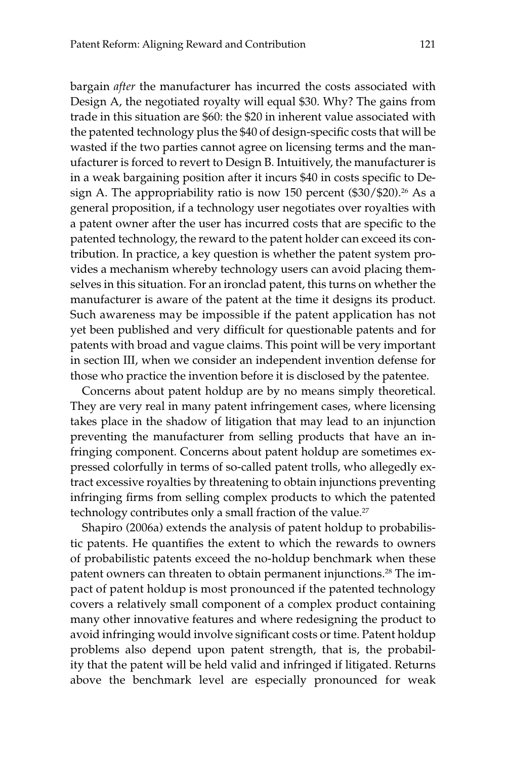bargain *after* the manufacturer has incurred the costs associated with Design A, the negotiated royalty will equal $30. Why? The gains from trade in this situation are $60: the $20 in inherent value associated with the patented technology plus the $40 of design-specific costs that will be wasted if the two parties cannot agree on licensing terms and the manufacturer is forced to revert to Design B. Intuitively, the manufacturer is in a weak bargaining position after it incurs $40 in costs specific to Design A. The appropriability ratio is now 150 percent ($30/$20).[26] As a general proposition, if a technology user negotiates over royalties with a patent owner after the user has incurred costs that are specific to the patented technology, the reward to the patent holder can exceed its contribution. In practice, a key question is whether the patent system provides a mechanism whereby technology users can avoid placing themselves in this situation. For an ironclad patent, this turns on whether the manufacturer is aware of the patent at the time it designs its product. Such awareness may be impossible if the patent application has not yet been published and very difficult for questionable patents and for patents with broad and vague claims. This point will be very important in section III, when we consider an independent invention defense for those who practice the invention before it is disclosed by the patentee.

Concerns about patent holdup are by no means simply theoretical. They are very real in many patent infringement cases, where licensing takes place in the shadow of litigation that may lead to an injunction preventing the manufacturer from selling products that have an infringing component. Concerns about patent holdup are sometimes expressed colorfully in terms of so-called patent trolls, who allegedly extract excessive royalties by threatening to obtain injunctions preventing infringing firms from selling complex products to which the patented technology contributes only a small fraction of the value.[27]

Shapiro (2006a) extends the analysis of patent holdup to probabilistic patents. He quantifies the extent to which the rewards to owners of probabilistic patents exceed the no-holdup benchmark when these patent owners can threaten to obtain permanent injunctions.[28] The impact of patent holdup is most pronounced if the patented technology covers a relatively small component of a complex product containing many other innovative features and where redesigning the product to avoid infringing would involve significant costs or time. Patent holdup problems also depend upon patent strength, that is, the probability that the patent will be held valid and infringed if litigated. Returns above the benchmark level are especially pronounced for weak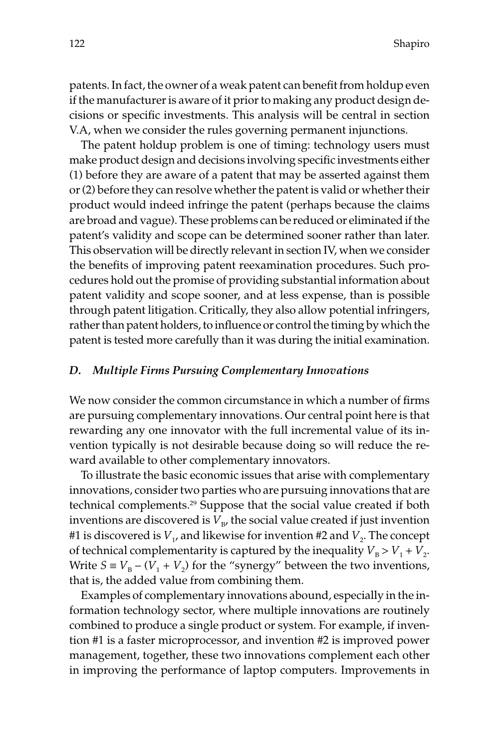patents. In fact, the owner of a weak patent can benefit from holdup even if the manufacturer is aware of it prior to making any product design decisions or specific investments. This analysis will be central in section V.A, when we consider the rules governing permanent injunctions.

The patent holdup problem is one of timing: technology users must make product design and decisions involving specific investments either (1) before they are aware of a patent that may be asserted against them or (2) before they can resolve whether the patent is valid or whether their product would indeed infringe the patent (perhaps because the claims are broad and vague). These problems can be reduced or eliminated if the patent's validity and scope can be determined sooner rather than later. This observation will be directly relevant in section IV, when we consider the benefits of improving patent reexamination procedures. Such procedures hold out the promise of providing substantial information about patent validity and scope sooner, and at less expense, than is possible through patent litigation. Critically, they also allow potential infringers, rather than patent holders, to influence or control the timing by which the patent is tested more carefully than it was during the initial examination.

### *D. Multiple Firms Pursuing Complementary Innovations*

We now consider the common circumstance in which a number of firms are pursuing complementary innovations. Our central point here is that rewarding any one innovator with the full incremental value of its invention typically is not desirable because doing so will reduce the reward available to other complementary innovators.

To illustrate the basic economic issues that arise with complementary innovations, consider two parties who are pursuing innovations that are technical complements.[29] Suppose that the social value created if both inventions are discovered is $V_B$, the social value created if just invention #1 is discovered is $V_1$, and likewise for invention #2 and $V_2$. The concept of technical complementarity is captured by the inequality $V_B > V_1 + V_2$. Write $S \equiv V_B - (V_1 + V_2)$ for the "synergy" between the two inventions, that is, the added value from combining them.

Examples of complementary innovations abound, especially in the information technology sector, where multiple innovations are routinely combined to produce a single product or system. For example, if invention #1 is a faster microprocessor, and invention #2 is improved power management, together, these two innovations complement each other in improving the performance of laptop computers. Improvements in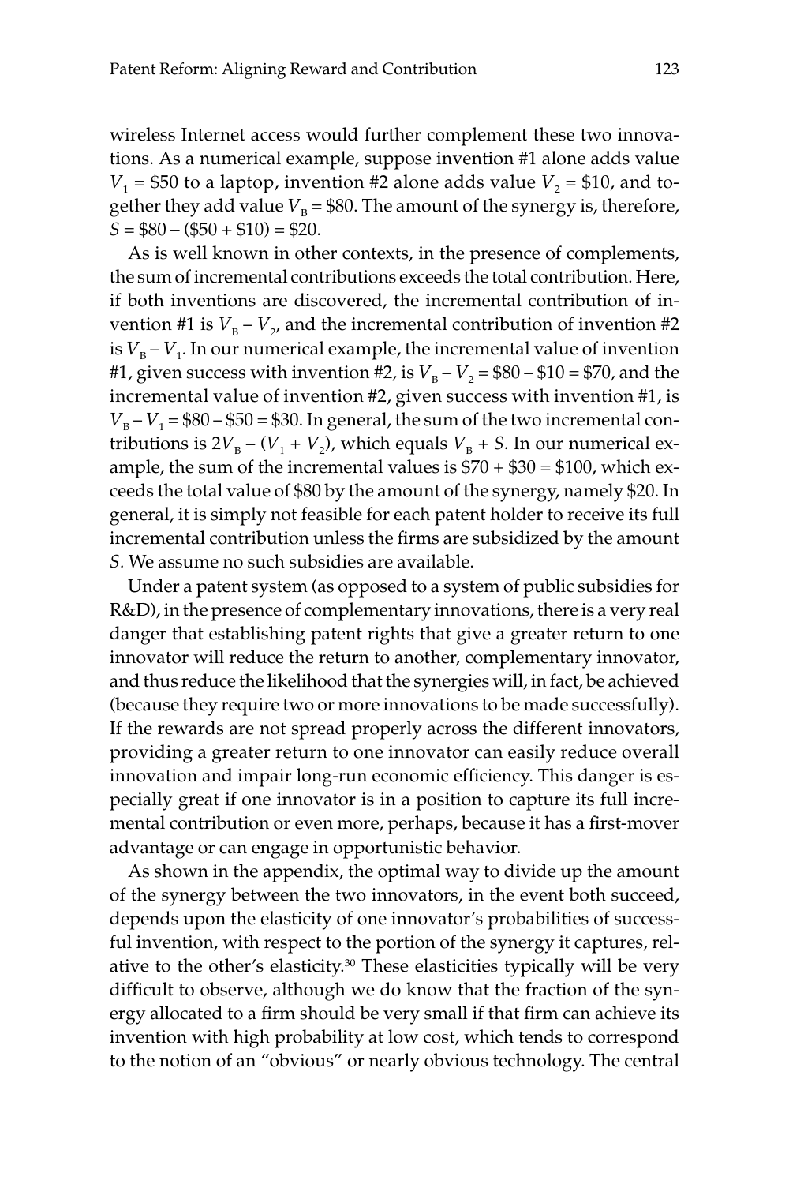wireless Internet access would further complement these two innovations. As a numerical example, suppose invention #1 alone adds value $V_1$ = \$50 to a laptop, invention #2 alone adds value $V_2$ = \$10, and together they add value $V_B$ = \$80. The amount of the synergy is, therefore, $S$ = \$80 – (\$50 + \$10) = \$20.

As is well known in other contexts, in the presence of complements, the sum of incremental contributions exceeds the total contribution. Here, if both inventions are discovered, the incremental contribution of invention #1 is $V_B - V_2$, and the incremental contribution of invention #2 is $V_B - V_1$. In our numerical example, the incremental value of invention #1, given success with invention #2, is $V_B - V_2$ = \$80 – \$10 = \$70, and the incremental value of invention #2, given success with invention #1, is $V_B - V_1$ = \$80 – \$50 = \$30. In general, the sum of the two incremental contributions is $2V_B - (V_1 + V_2)$, which equals $V_B + S$. In our numerical example, the sum of the incremental values is \$70 + \$30 = \$100, which exceeds the total value of \$80 by the amount of the synergy, namely \$20. In general, it is simply not feasible for each patent holder to receive its full incremental contribution unless the firms are subsidized by the amount $S$. We assume no such subsidies are available.

Under a patent system (as opposed to a system of public subsidies for R&D), in the presence of complementary innovations, there is a very real danger that establishing patent rights that give a greater return to one innovator will reduce the return to another, complementary innovator, and thus reduce the likelihood that the synergies will, in fact, be achieved (because they require two or more innovations to be made successfully). If the rewards are not spread properly across the different innovators, providing a greater return to one innovator can easily reduce overall innovation and impair long-run economic efficiency. This danger is especially great if one innovator is in a position to capture its full incremental contribution or even more, perhaps, because it has a first-mover advantage or can engage in opportunistic behavior.

As shown in the appendix, the optimal way to divide up the amount of the synergy between the two innovators, in the event both succeed, depends upon the elasticity of one innovator's probabilities of successful invention, with respect to the portion of the synergy it captures, relative to the other's elasticity.[30] These elasticities typically will be very difficult to observe, although we do know that the fraction of the synergy allocated to a firm should be very small if that firm can achieve its invention with high probability at low cost, which tends to correspond to the notion of an "obvious" or nearly obvious technology. The central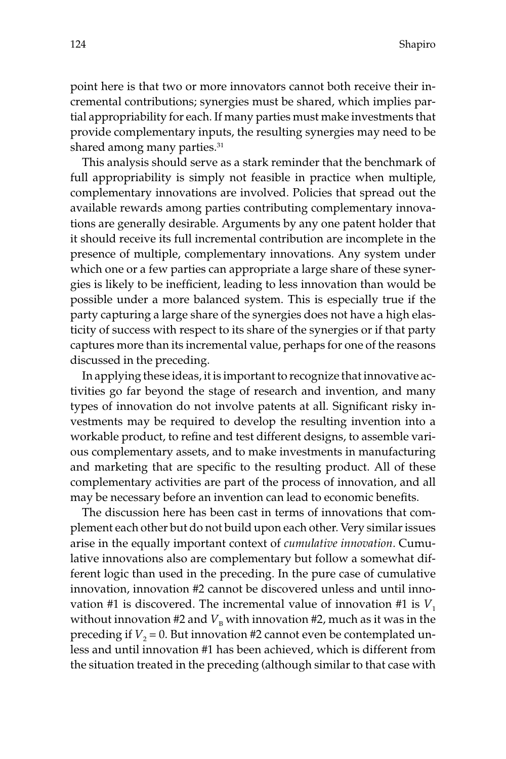point here is that two or more innovators cannot both receive their incremental contributions; synergies must be shared, which implies partial appropriability for each. If many parties must make investments that provide complementary inputs, the resulting synergies may need to be shared among many parties.[31]

This analysis should serve as a stark reminder that the benchmark of full appropriability is simply not feasible in practice when multiple, complementary innovations are involved. Policies that spread out the available rewards among parties contributing complementary innovations are generally desirable. Arguments by any one patent holder that it should receive its full incremental contribution are incomplete in the presence of multiple, complementary innovations. Any system under which one or a few parties can appropriate a large share of these synergies is likely to be inefficient, leading to less innovation than would be possible under a more balanced system. This is especially true if the party capturing a large share of the synergies does not have a high elasticity of success with respect to its share of the synergies or if that party captures more than its incremental value, perhaps for one of the reasons discussed in the preceding.

In applying these ideas, it is important to recognize that innovative activities go far beyond the stage of research and invention, and many types of innovation do not involve patents at all. Significant risky investments may be required to develop the resulting invention into a workable product, to refine and test different designs, to assemble various complementary assets, and to make investments in manufacturing and marketing that are specific to the resulting product. All of these complementary activities are part of the process of innovation, and all may be necessary before an invention can lead to economic benefits.

The discussion here has been cast in terms of innovations that complement each other but do not build upon each other. Very similar issues arise in the equally important context of *cumulative innovation*. Cumulative innovations also are complementary but follow a somewhat different logic than used in the preceding. In the pure case of cumulative innovation, innovation #2 cannot be discovered unless and until innovation #1 is discovered. The incremental value of innovation #1 is $V_1$ without innovation #2 and $V_B$ with innovation #2, much as it was in the preceding if $V_2 = 0$. But innovation #2 cannot even be contemplated unless and until innovation #1 has been achieved, which is different from the situation treated in the preceding (although similar to that case with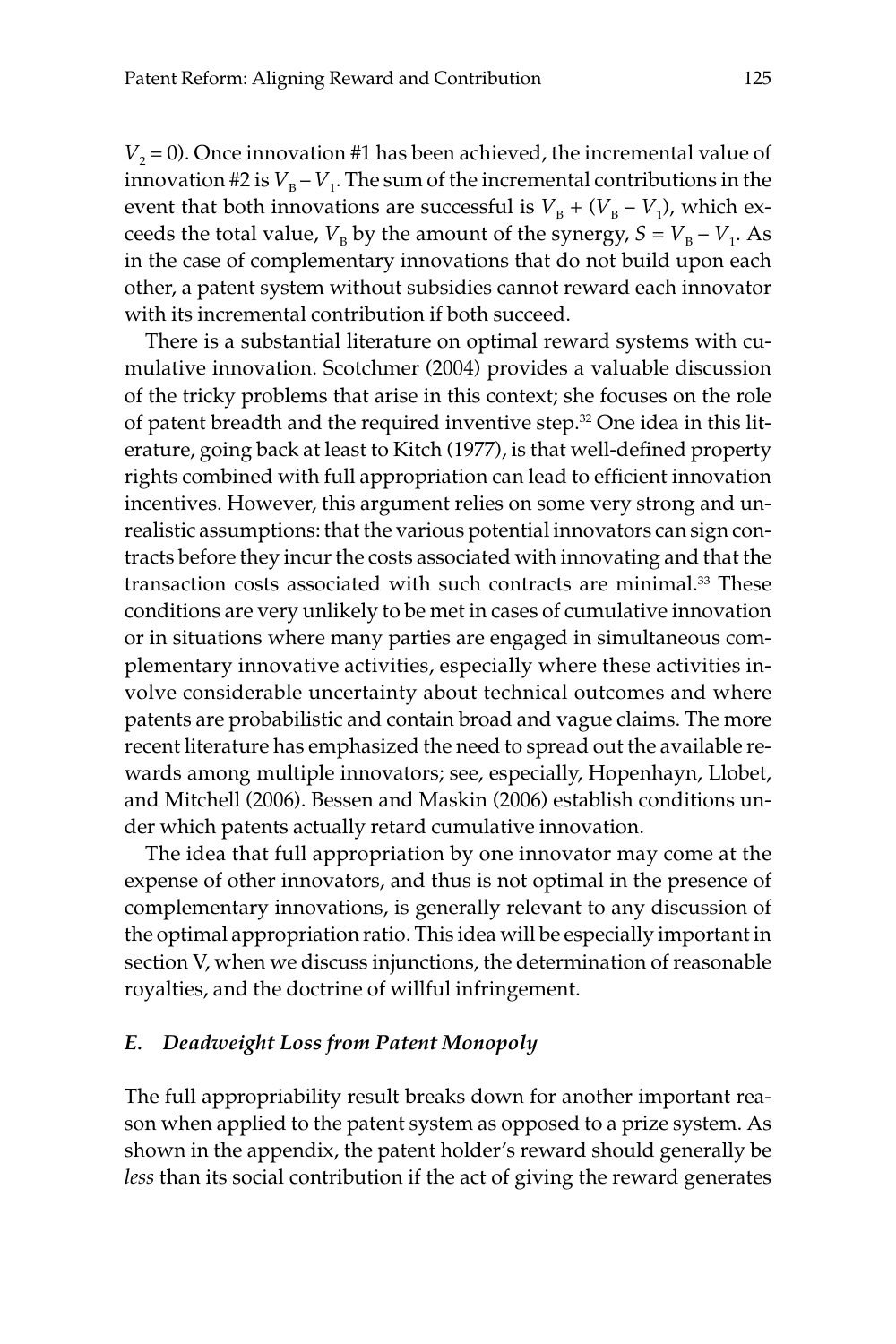$V_2 = 0$). Once innovation #1 has been achieved, the incremental value of innovation #2 is $V_B - V_1$. The sum of the incremental contributions in the event that both innovations are successful is $V_B + (V_B - V_1)$, which exceeds the total value, $V_B$ by the amount of the synergy, $S = V_B - V_1$. As in the case of complementary innovations that do not build upon each other, a patent system without subsidies cannot reward each innovator with its incremental contribution if both succeed.

There is a substantial literature on optimal reward systems with cumulative innovation. Scotchmer (2004) provides a valuable discussion of the tricky problems that arise in this context; she focuses on the role of patent breadth and the required inventive step.[32] One idea in this literature, going back at least to Kitch (1977), is that well-defined property rights combined with full appropriation can lead to efficient innovation incentives. However, this argument relies on some very strong and unrealistic assumptions: that the various potential innovators can sign contracts before they incur the costs associated with innovating and that the transaction costs associated with such contracts are minimal.[33] These conditions are very unlikely to be met in cases of cumulative innovation or in situations where many parties are engaged in simultaneous complementary innovative activities, especially where these activities involve considerable uncertainty about technical outcomes and where patents are probabilistic and contain broad and vague claims. The more recent literature has emphasized the need to spread out the available rewards among multiple innovators; see, especially, Hopenhayn, Llobet, and Mitchell (2006). Bessen and Maskin (2006) establish conditions under which patents actually retard cumulative innovation.

The idea that full appropriation by one innovator may come at the expense of other innovators, and thus is not optimal in the presence of complementary innovations, is generally relevant to any discussion of the optimal appropriation ratio. This idea will be especially important in section V, when we discuss injunctions, the determination of reasonable royalties, and the doctrine of willful infringement.

### *E. Deadweight Loss from Patent Monopoly*

The full appropriability result breaks down for another important reason when applied to the patent system as opposed to a prize system. As shown in the appendix, the patent holder's reward should generally be *less* than its social contribution if the act of giving the reward generates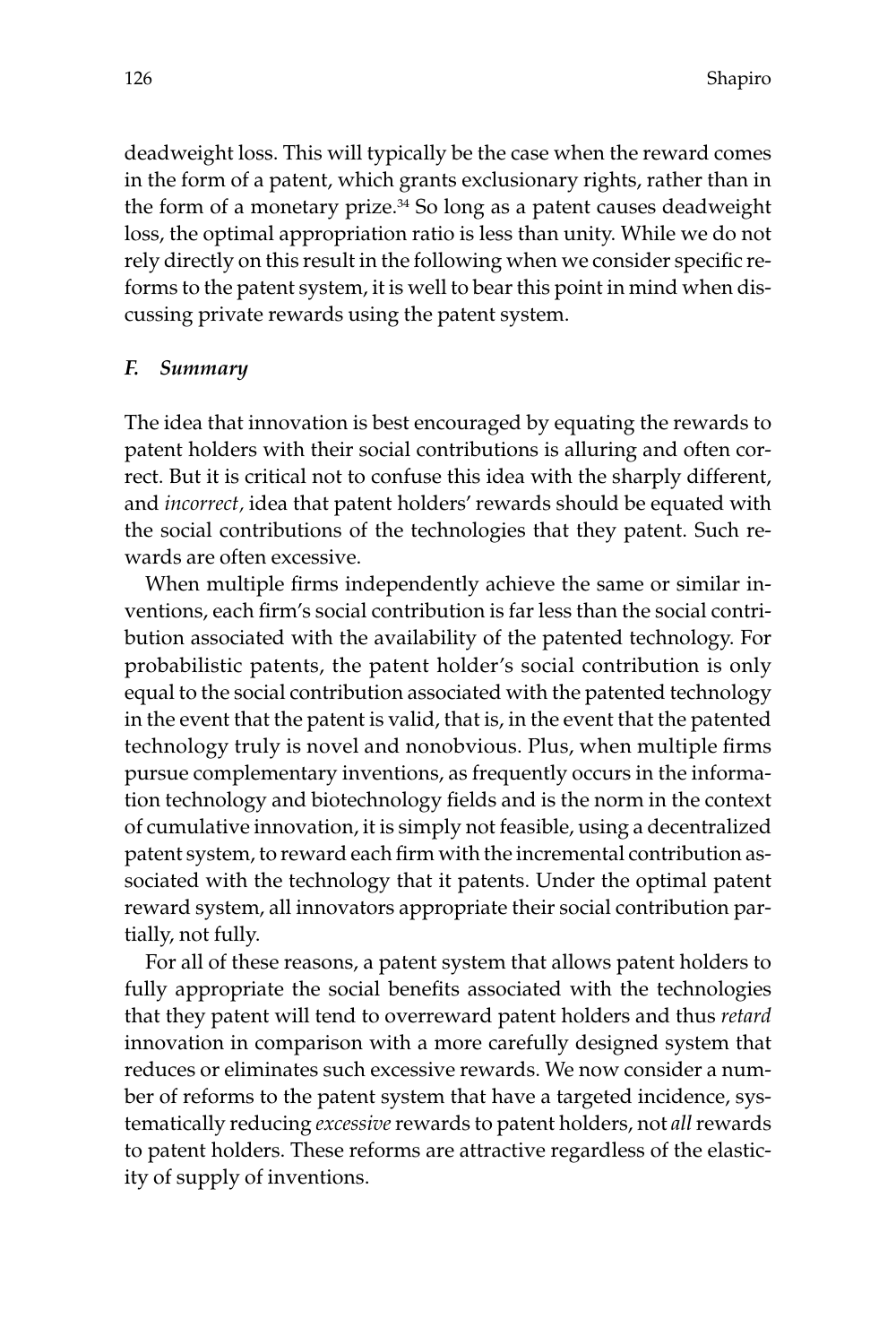deadweight loss. This will typically be the case when the reward comes in the form of a patent, which grants exclusionary rights, rather than in the form of a monetary prize.[34] So long as a patent causes deadweight loss, the optimal appropriation ratio is less than unity. While we do not rely directly on this result in the following when we consider specific reforms to the patent system, it is well to bear this point in mind when discussing private rewards using the patent system.

### *F. Summary*

The idea that innovation is best encouraged by equating the rewards to patent holders with their social contributions is alluring and often correct. But it is critical not to confuse this idea with the sharply different, and *incorrect,* idea that patent holders' rewards should be equated with the social contributions of the technologies that they patent. Such rewards are often excessive.

When multiple firms independently achieve the same or similar inventions, each firm's social contribution is far less than the social contribution associated with the availability of the patented technology. For probabilistic patents, the patent holder's social contribution is only equal to the social contribution associated with the patented technology in the event that the patent is valid, that is, in the event that the patented technology truly is novel and nonobvious. Plus, when multiple firms pursue complementary inventions, as frequently occurs in the information technology and biotechnology fields and is the norm in the context of cumulative innovation, it is simply not feasible, using a decentralized patent system, to reward each firm with the incremental contribution associated with the technology that it patents. Under the optimal patent reward system, all innovators appropriate their social contribution partially, not fully.

For all of these reasons, a patent system that allows patent holders to fully appropriate the social benefits associated with the technologies that they patent will tend to overreward patent holders and thus *retard* innovation in comparison with a more carefully designed system that reduces or eliminates such excessive rewards. We now consider a number of reforms to the patent system that have a targeted incidence, systematically reducing *excessive* rewards to patent holders, not *all* rewards to patent holders. These reforms are attractive regardless of the elasticity of supply of inventions.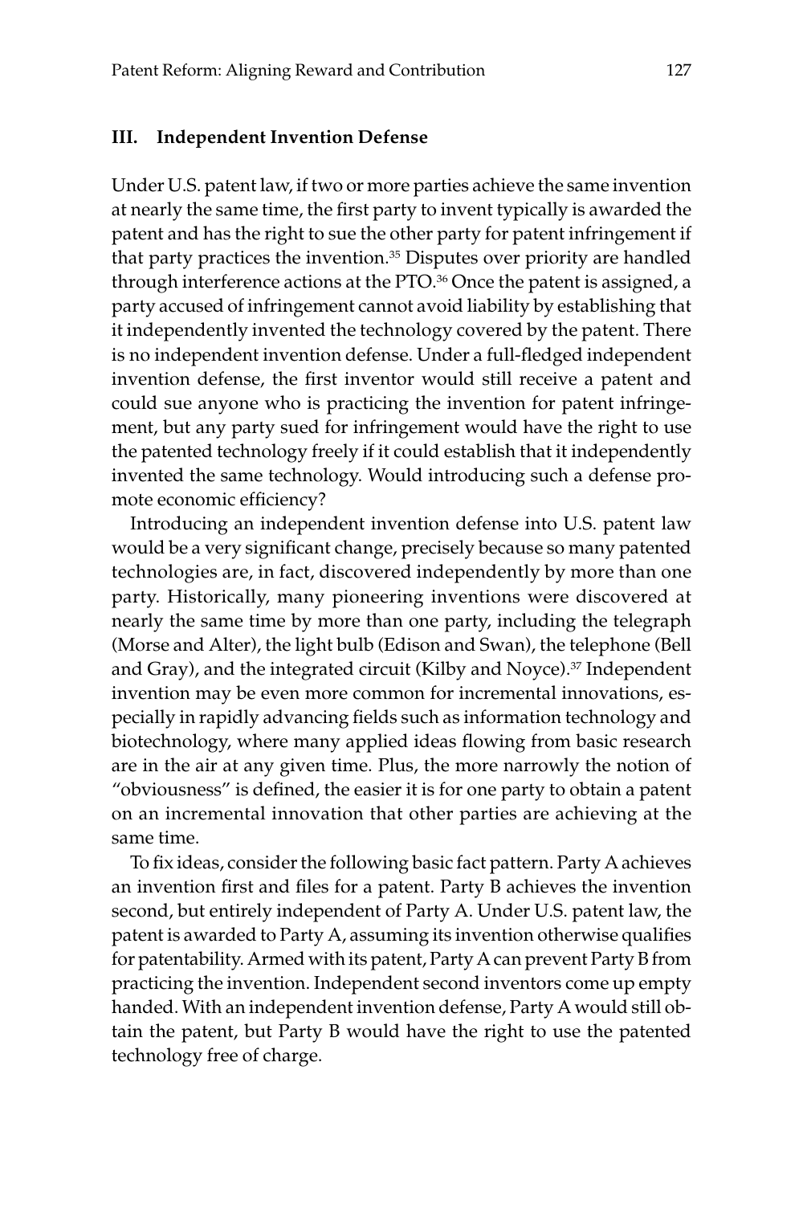### III. Independent Invention Defense

Under U.S. patent law, if two or more parties achieve the same invention at nearly the same time, the first party to invent typically is awarded the patent and has the right to sue the other party for patent infringement if that party practices the invention.[35] Disputes over priority are handled through interference actions at the PTO.[36] Once the patent is assigned, a party accused of infringement cannot avoid liability by establishing that it independently invented the technology covered by the patent. There is no independent invention defense. Under a full-fledged independent invention defense, the first inventor would still receive a patent and could sue anyone who is practicing the invention for patent infringement, but any party sued for infringement would have the right to use the patented technology freely if it could establish that it independently invented the same technology. Would introducing such a defense promote economic efficiency?

Introducing an independent invention defense into U.S. patent law would be a very significant change, precisely because so many patented technologies are, in fact, discovered independently by more than one party. Historically, many pioneering inventions were discovered at nearly the same time by more than one party, including the telegraph (Morse and Alter), the light bulb (Edison and Swan), the telephone (Bell and Gray), and the integrated circuit (Kilby and Noyce).[37] Independent invention may be even more common for incremental innovations, especially in rapidly advancing fields such as information technology and biotechnology, where many applied ideas flowing from basic research are in the air at any given time. Plus, the more narrowly the notion of "obviousness" is defined, the easier it is for one party to obtain a patent on an incremental innovation that other parties are achieving at the same time.

To fix ideas, consider the following basic fact pattern. Party A achieves an invention first and files for a patent. Party B achieves the invention second, but entirely independent of Party A. Under U.S. patent law, the patent is awarded to Party A, assuming its invention otherwise qualifies for patentability. Armed with its patent, Party A can prevent Party B from practicing the invention. Independent second inventors come up empty handed. With an independent invention defense, Party A would still obtain the patent, but Party B would have the right to use the patented technology free of charge.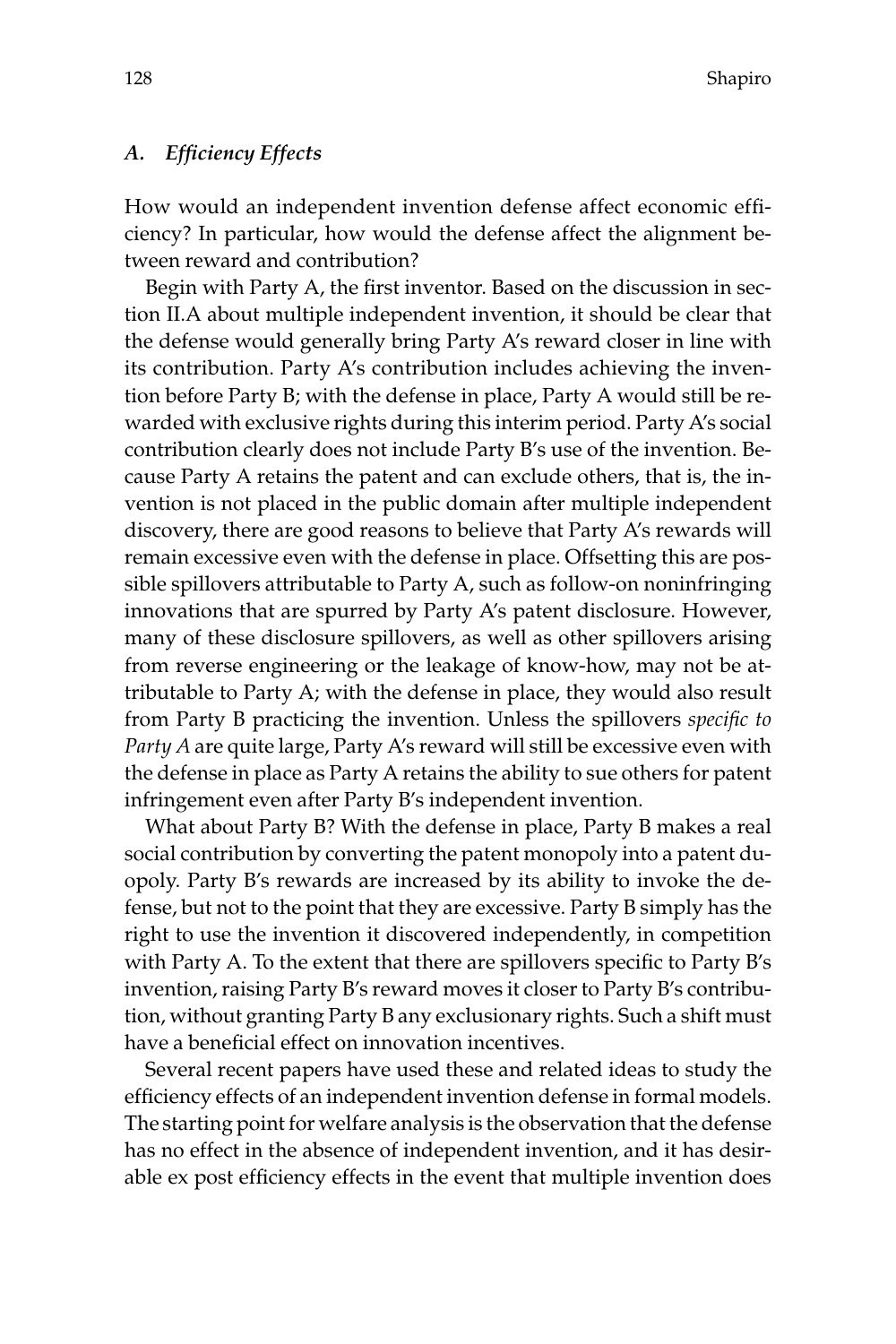### *A. Efficiency Effects*

How would an independent invention defense affect economic efficiency? In particular, how would the defense affect the alignment between reward and contribution?

Begin with Party A, the first inventor. Based on the discussion in section II.A about multiple independent invention, it should be clear that the defense would generally bring Party A's reward closer in line with its contribution. Party A's contribution includes achieving the invention before Party B; with the defense in place, Party A would still be rewarded with exclusive rights during this interim period. Party A's social contribution clearly does not include Party B's use of the invention. Because Party A retains the patent and can exclude others, that is, the invention is not placed in the public domain after multiple independent discovery, there are good reasons to believe that Party A's rewards will remain excessive even with the defense in place. Offsetting this are possible spillovers attributable to Party A, such as follow-on noninfringing innovations that are spurred by Party A's patent disclosure. However, many of these disclosure spillovers, as well as other spillovers arising from reverse engineering or the leakage of know-how, may not be attributable to Party A; with the defense in place, they would also result from Party B practicing the invention. Unless the spillovers *specific to Party A* are quite large, Party A's reward will still be excessive even with the defense in place as Party A retains the ability to sue others for patent infringement even after Party B's independent invention.

What about Party B? With the defense in place, Party B makes a real social contribution by converting the patent monopoly into a patent duopoly. Party B's rewards are increased by its ability to invoke the defense, but not to the point that they are excessive. Party B simply has the right to use the invention it discovered independently, in competition with Party A. To the extent that there are spillovers specific to Party B's invention, raising Party B's reward moves it closer to Party B's contribution, without granting Party B any exclusionary rights. Such a shift must have a beneficial effect on innovation incentives.

Several recent papers have used these and related ideas to study the efficiency effects of an independent invention defense in formal models. The starting point for welfare analysis is the observation that the defense has no effect in the absence of independent invention, and it has desirable ex post efficiency effects in the event that multiple invention does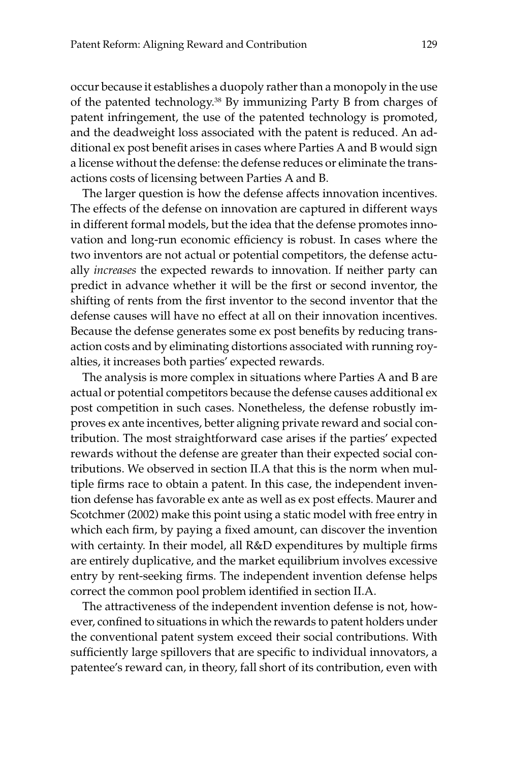occur because it establishes a duopoly rather than a monopoly in the use of the patented technology.[38] By immunizing Party B from charges of patent infringement, the use of the patented technology is promoted, and the deadweight loss associated with the patent is reduced. An additional ex post benefit arises in cases where Parties A and B would sign a license without the defense: the defense reduces or eliminate the transactions costs of licensing between Parties A and B.

The larger question is how the defense affects innovation incentives. The effects of the defense on innovation are captured in different ways in different formal models, but the idea that the defense promotes innovation and long-run economic efficiency is robust. In cases where the two inventors are not actual or potential competitors, the defense actually *increases* the expected rewards to innovation. If neither party can predict in advance whether it will be the first or second inventor, the shifting of rents from the first inventor to the second inventor that the defense causes will have no effect at all on their innovation incentives. Because the defense generates some ex post benefits by reducing transaction costs and by eliminating distortions associated with running royalties, it increases both parties' expected rewards.

The analysis is more complex in situations where Parties A and B are actual or potential competitors because the defense causes additional ex post competition in such cases. Nonetheless, the defense robustly improves ex ante incentives, better aligning private reward and social contribution. The most straightforward case arises if the parties' expected rewards without the defense are greater than their expected social contributions. We observed in section II.A that this is the norm when multiple firms race to obtain a patent. In this case, the independent invention defense has favorable ex ante as well as ex post effects. Maurer and Scotchmer (2002) make this point using a static model with free entry in which each firm, by paying a fixed amount, can discover the invention with certainty. In their model, all R&D expenditures by multiple firms are entirely duplicative, and the market equilibrium involves excessive entry by rent-seeking firms. The independent invention defense helps correct the common pool problem identified in section II.A.

The attractiveness of the independent invention defense is not, however, confined to situations in which the rewards to patent holders under the conventional patent system exceed their social contributions. With sufficiently large spillovers that are specific to individual innovators, a patentee's reward can, in theory, fall short of its contribution, even with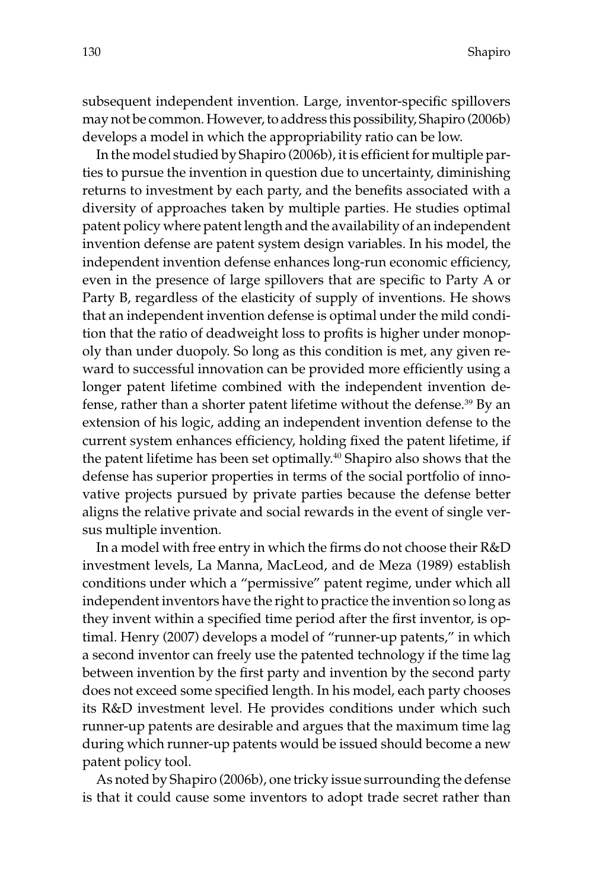subsequent independent invention. Large, inventor-specific spillovers may not be common. However, to address this possibility, Shapiro (2006b) develops a model in which the appropriability ratio can be low.

In the model studied by Shapiro (2006b), it is efficient for multiple parties to pursue the invention in question due to uncertainty, diminishing returns to investment by each party, and the benefits associated with a diversity of approaches taken by multiple parties. He studies optimal patent policy where patent length and the availability of an independent invention defense are patent system design variables. In his model, the independent invention defense enhances long-run economic efficiency, even in the presence of large spillovers that are specific to Party A or Party B, regardless of the elasticity of supply of inventions. He shows that an independent invention defense is optimal under the mild condition that the ratio of deadweight loss to profits is higher under monopoly than under duopoly. So long as this condition is met, any given reward to successful innovation can be provided more efficiently using a longer patent lifetime combined with the independent invention defense, rather than a shorter patent lifetime without the defense.[39] By an extension of his logic, adding an independent invention defense to the current system enhances efficiency, holding fixed the patent lifetime, if the patent lifetime has been set optimally.[40] Shapiro also shows that the defense has superior properties in terms of the social portfolio of innovative projects pursued by private parties because the defense better aligns the relative private and social rewards in the event of single versus multiple invention.

In a model with free entry in which the firms do not choose their R&D investment levels, La Manna, MacLeod, and de Meza (1989) establish conditions under which a "permissive" patent regime, under which all independent inventors have the right to practice the invention so long as they invent within a specified time period after the first inventor, is optimal. Henry (2007) develops a model of "runner-up patents," in which a second inventor can freely use the patented technology if the time lag between invention by the first party and invention by the second party does not exceed some specified length. In his model, each party chooses its R&D investment level. He provides conditions under which such runner-up patents are desirable and argues that the maximum time lag during which runner-up patents would be issued should become a new patent policy tool.

As noted by Shapiro (2006b), one tricky issue surrounding the defense is that it could cause some inventors to adopt trade secret rather than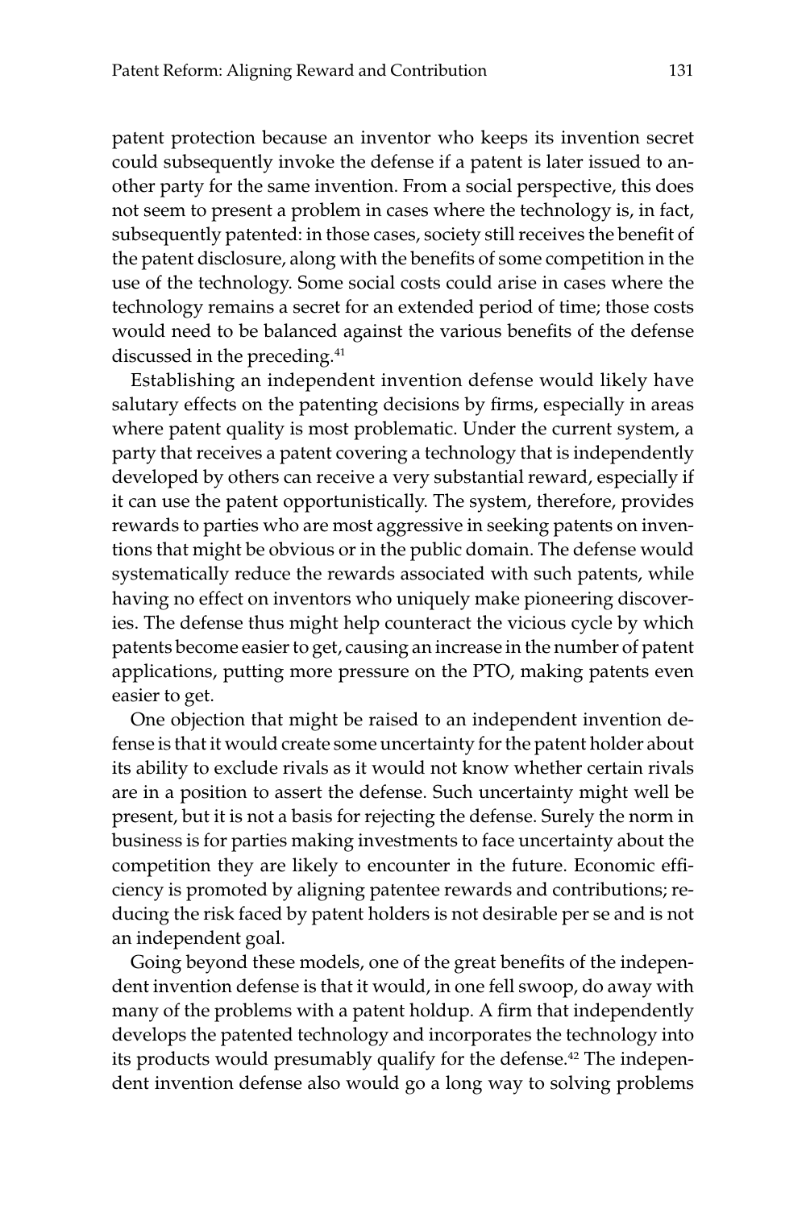patent protection because an inventor who keeps its invention secret could subsequently invoke the defense if a patent is later issued to another party for the same invention. From a social perspective, this does not seem to present a problem in cases where the technology is, in fact, subsequently patented: in those cases, society still receives the benefit of the patent disclosure, along with the benefits of some competition in the use of the technology. Some social costs could arise in cases where the technology remains a secret for an extended period of time; those costs would need to be balanced against the various benefits of the defense discussed in the preceding.[41]

Establishing an independent invention defense would likely have salutary effects on the patenting decisions by firms, especially in areas where patent quality is most problematic. Under the current system, a party that receives a patent covering a technology that is independently developed by others can receive a very substantial reward, especially if it can use the patent opportunistically. The system, therefore, provides rewards to parties who are most aggressive in seeking patents on inventions that might be obvious or in the public domain. The defense would systematically reduce the rewards associated with such patents, while having no effect on inventors who uniquely make pioneering discoveries. The defense thus might help counteract the vicious cycle by which patents become easier to get, causing an increase in the number of patent applications, putting more pressure on the PTO, making patents even easier to get.

One objection that might be raised to an independent invention defense is that it would create some uncertainty for the patent holder about its ability to exclude rivals as it would not know whether certain rivals are in a position to assert the defense. Such uncertainty might well be present, but it is not a basis for rejecting the defense. Surely the norm in business is for parties making investments to face uncertainty about the competition they are likely to encounter in the future. Economic efficiency is promoted by aligning patentee rewards and contributions; reducing the risk faced by patent holders is not desirable per se and is not an independent goal.

Going beyond these models, one of the great benefits of the independent invention defense is that it would, in one fell swoop, do away with many of the problems with a patent holdup. A firm that independently develops the patented technology and incorporates the technology into its products would presumably qualify for the defense.[42] The independent invention defense also would go a long way to solving problems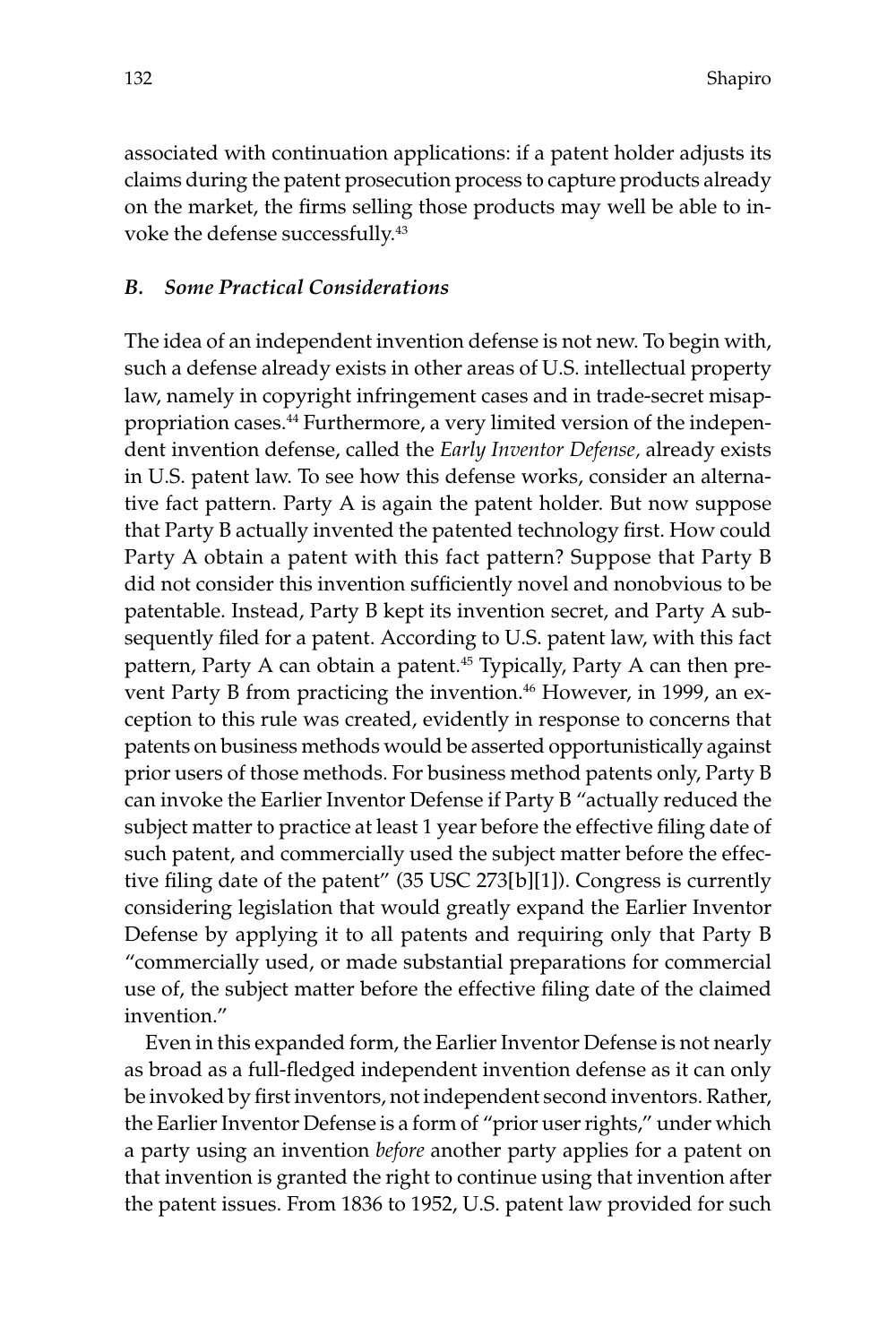associated with continuation applications: if a patent holder adjusts its claims during the patent prosecution process to capture products already on the market, the firms selling those products may well be able to invoke the defense successfully.[43]

### *B. Some Practical Considerations*

The idea of an independent invention defense is not new. To begin with, such a defense already exists in other areas of U.S. intellectual property law, namely in copyright infringement cases and in trade-secret misappropriation cases.[44] Furthermore, a very limited version of the independent invention defense, called the *Early Inventor Defense,* already exists in U.S. patent law. To see how this defense works, consider an alternative fact pattern. Party A is again the patent holder. But now suppose that Party B actually invented the patented technology first. How could Party A obtain a patent with this fact pattern? Suppose that Party B did not consider this invention sufficiently novel and nonobvious to be patentable. Instead, Party B kept its invention secret, and Party A subsequently filed for a patent. According to U.S. patent law, with this fact pattern, Party A can obtain a patent.[45] Typically, Party A can then prevent Party B from practicing the invention.[46] However, in 1999, an exception to this rule was created, evidently in response to concerns that patents on business methods would be asserted opportunistically against prior users of those methods. For business method patents only, Party B can invoke the Earlier Inventor Defense if Party B "actually reduced the subject matter to practice at least 1 year before the effective filing date of such patent, and commercially used the subject matter before the effective filing date of the patent" (35 USC 273[b][1]). Congress is currently considering legislation that would greatly expand the Earlier Inventor Defense by applying it to all patents and requiring only that Party B "commercially used, or made substantial preparations for commercial use of, the subject matter before the effective filing date of the claimed invention."

Even in this expanded form, the Earlier Inventor Defense is not nearly as broad as a full-fledged independent invention defense as it can only be invoked by first inventors, not independent second inventors. Rather, the Earlier Inventor Defense is a form of "prior user rights," under which a party using an invention *before* another party applies for a patent on that invention is granted the right to continue using that invention after the patent issues. From 1836 to 1952, U.S. patent law provided for such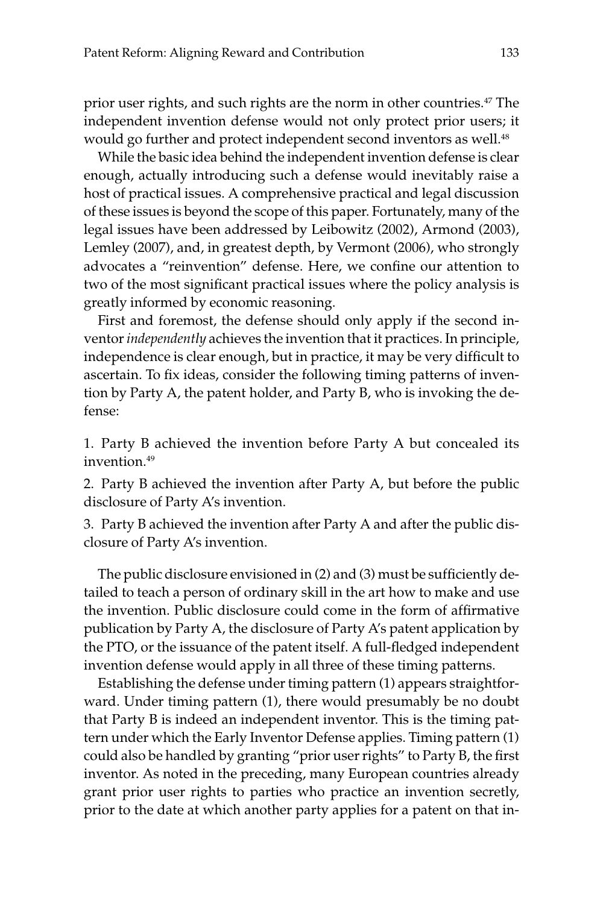prior user rights, and such rights are the norm in other countries.[47] The independent invention defense would not only protect prior users; it would go further and protect independent second inventors as well.[48]

While the basic idea behind the independent invention defense is clear enough, actually introducing such a defense would inevitably raise a host of practical issues. A comprehensive practical and legal discussion of these issues is beyond the scope of this paper. Fortunately, many of the legal issues have been addressed by Leibowitz (2002), Armond (2003), Lemley (2007), and, in greatest depth, by Vermont (2006), who strongly advocates a "reinvention" defense. Here, we confine our attention to two of the most significant practical issues where the policy analysis is greatly informed by economic reasoning.

First and foremost, the defense should only apply if the second inventor *independently* achieves the invention that it practices. In principle, independence is clear enough, but in practice, it may be very difficult to ascertain. To fix ideas, consider the following timing patterns of invention by Party A, the patent holder, and Party B, who is invoking the defense:

1. Party B achieved the invention before Party A but concealed its invention.[49]
2. Party B achieved the invention after Party A, but before the public disclosure of Party A's invention.
3. Party B achieved the invention after Party A and after the public disclosure of Party A's invention.

The public disclosure envisioned in (2) and (3) must be sufficiently detailed to teach a person of ordinary skill in the art how to make and use the invention. Public disclosure could come in the form of affirmative publication by Party A, the disclosure of Party A's patent application by the PTO, or the issuance of the patent itself. A full-fledged independent invention defense would apply in all three of these timing patterns.

Establishing the defense under timing pattern (1) appears straightforward. Under timing pattern (1), there would presumably be no doubt that Party B is indeed an independent inventor. This is the timing pattern under which the Early Inventor Defense applies. Timing pattern (1) could also be handled by granting "prior user rights" to Party B, the first inventor. As noted in the preceding, many European countries already grant prior user rights to parties who practice an invention secretly, prior to the date at which another party applies for a patent on that in-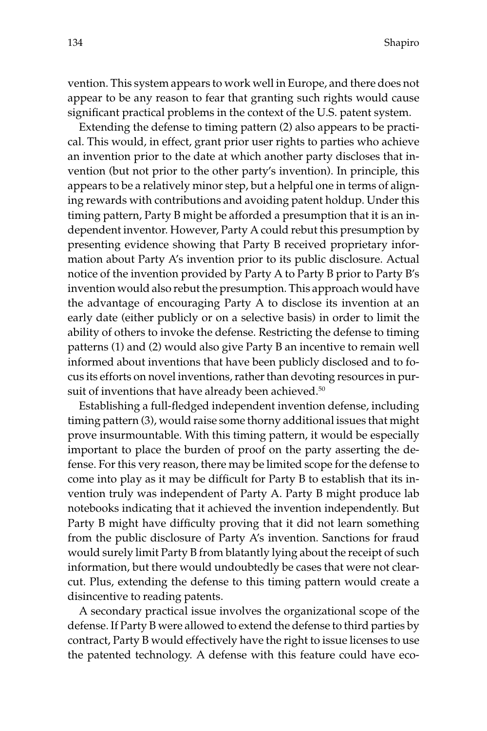vention. This system appears to work well in Europe, and there does not appear to be any reason to fear that granting such rights would cause significant practical problems in the context of the U.S. patent system.

Extending the defense to timing pattern (2) also appears to be practical. This would, in effect, grant prior user rights to parties who achieve an invention prior to the date at which another party discloses that invention (but not prior to the other party's invention). In principle, this appears to be a relatively minor step, but a helpful one in terms of aligning rewards with contributions and avoiding patent holdup. Under this timing pattern, Party B might be afforded a presumption that it is an independent inventor. However, Party A could rebut this presumption by presenting evidence showing that Party B received proprietary information about Party A's invention prior to its public disclosure. Actual notice of the invention provided by Party A to Party B prior to Party B's invention would also rebut the presumption. This approach would have the advantage of encouraging Party A to disclose its invention at an early date (either publicly or on a selective basis) in order to limit the ability of others to invoke the defense. Restricting the defense to timing patterns (1) and (2) would also give Party B an incentive to remain well informed about inventions that have been publicly disclosed and to focus its efforts on novel inventions, rather than devoting resources in pursuit of inventions that have already been achieved.[50]

Establishing a full-fledged independent invention defense, including timing pattern (3), would raise some thorny additional issues that might prove insurmountable. With this timing pattern, it would be especially important to place the burden of proof on the party asserting the defense. For this very reason, there may be limited scope for the defense to come into play as it may be difficult for Party B to establish that its invention truly was independent of Party A. Party B might produce lab notebooks indicating that it achieved the invention independently. But Party B might have difficulty proving that it did not learn something from the public disclosure of Party A's invention. Sanctions for fraud would surely limit Party B from blatantly lying about the receipt of such information, but there would undoubtedly be cases that were not clear-cut. Plus, extending the defense to this timing pattern would create a disincentive to reading patents.

A secondary practical issue involves the organizational scope of the defense. If Party B were allowed to extend the defense to third parties by contract, Party B would effectively have the right to issue licenses to use the patented technology. A defense with this feature could have eco-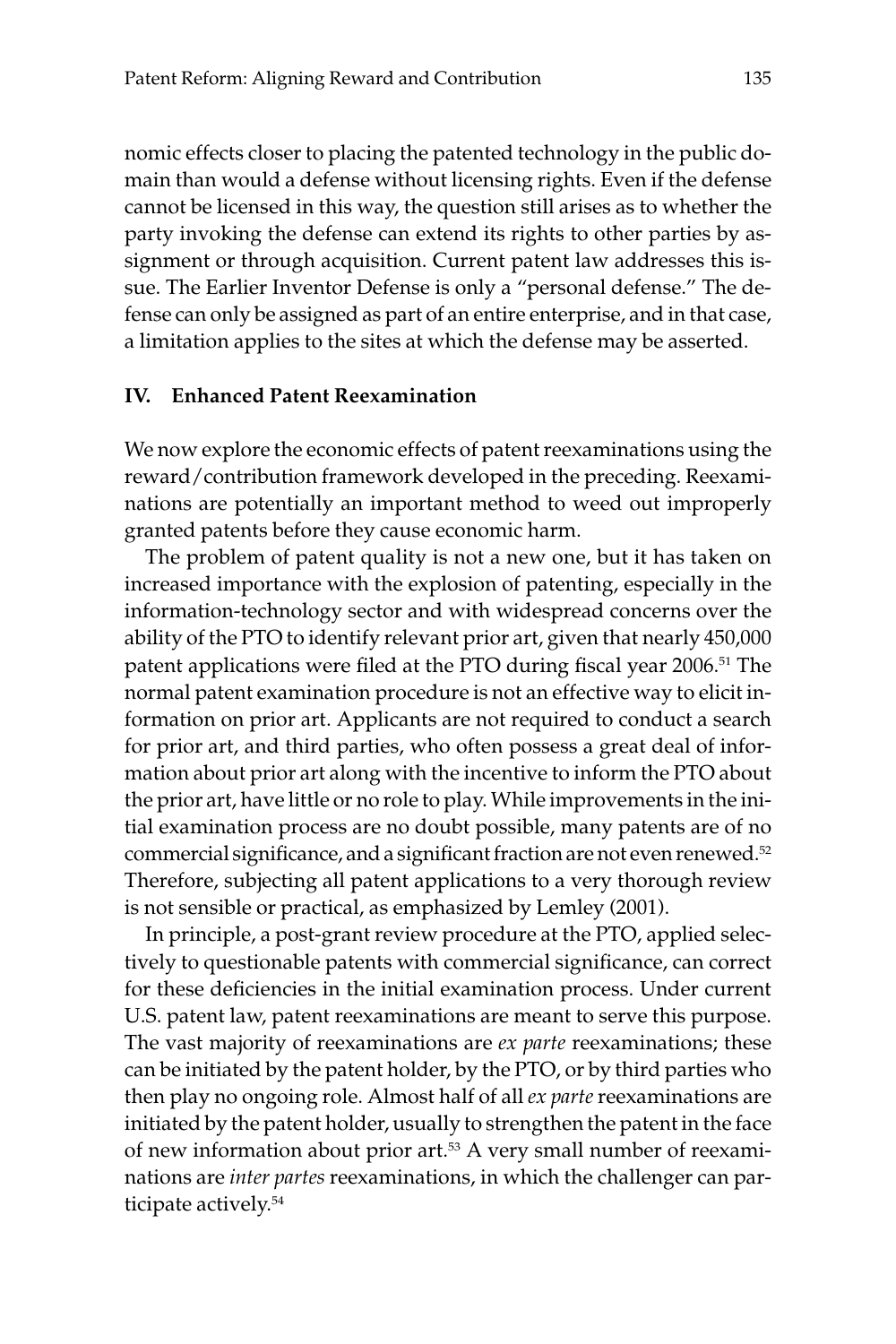nomic effects closer to placing the patented technology in the public domain than would a defense without licensing rights. Even if the defense cannot be licensed in this way, the question still arises as to whether the party invoking the defense can extend its rights to other parties by assignment or through acquisition. Current patent law addresses this issue. The Earlier Inventor Defense is only a "personal defense." The defense can only be assigned as part of an entire enterprise, and in that case, a limitation applies to the sites at which the defense may be asserted.

## IV. Enhanced Patent Reexamination

We now explore the economic effects of patent reexaminations using the reward/contribution framework developed in the preceding. Reexaminations are potentially an important method to weed out improperly granted patents before they cause economic harm.

The problem of patent quality is not a new one, but it has taken on increased importance with the explosion of patenting, especially in the information-technology sector and with widespread concerns over the ability of the PTO to identify relevant prior art, given that nearly 450,000 patent applications were filed at the PTO during fiscal year 2006.[51] The normal patent examination procedure is not an effective way to elicit information on prior art. Applicants are not required to conduct a search for prior art, and third parties, who often possess a great deal of information about prior art along with the incentive to inform the PTO about the prior art, have little or no role to play. While improvements in the initial examination process are no doubt possible, many patents are of no commercial significance, and a significant fraction are not even renewed.[52] Therefore, subjecting all patent applications to a very thorough review is not sensible or practical, as emphasized by Lemley (2001).

In principle, a post-grant review procedure at the PTO, applied selectively to questionable patents with commercial significance, can correct for these deficiencies in the initial examination process. Under current U.S. patent law, patent reexaminations are meant to serve this purpose. The vast majority of reexaminations are *ex parte* reexaminations; these can be initiated by the patent holder, by the PTO, or by third parties who then play no ongoing role. Almost half of all *ex parte* reexaminations are initiated by the patent holder, usually to strengthen the patent in the face of new information about prior art.[53] A very small number of reexaminations are *inter partes* reexaminations, in which the challenger can participate actively.[54]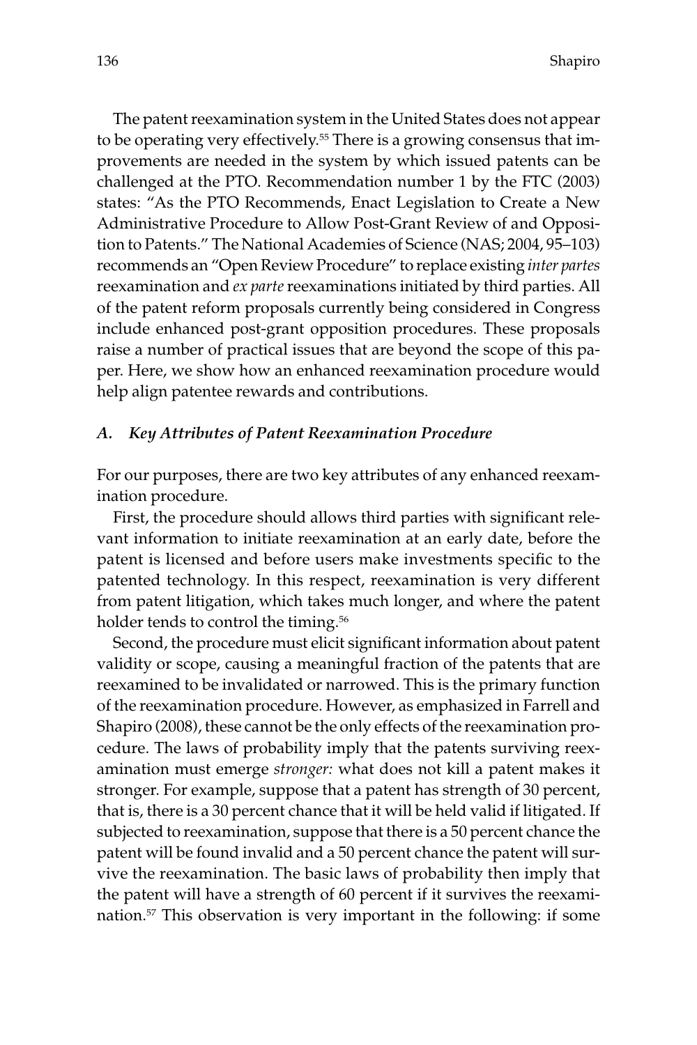The patent reexamination system in the United States does not appear to be operating very effectively.[55] There is a growing consensus that improvements are needed in the system by which issued patents can be challenged at the PTO. Recommendation number 1 by the FTC (2003) states: "As the PTO Recommends, Enact Legislation to Create a New Administrative Procedure to Allow Post-Grant Review of and Opposition to Patents." The National Academies of Science (NAS; 2004, 95–103) recommends an "Open Review Procedure" to replace existing *inter partes* reexamination and *ex parte* reexaminations initiated by third parties. All of the patent reform proposals currently being considered in Congress include enhanced post-grant opposition procedures. These proposals raise a number of practical issues that are beyond the scope of this paper. Here, we show how an enhanced reexamination procedure would help align patentee rewards and contributions.

### *A. Key Attributes of Patent Reexamination Procedure*

For our purposes, there are two key attributes of any enhanced reexamination procedure.

First, the procedure should allows third parties with significant relevant information to initiate reexamination at an early date, before the patent is licensed and before users make investments specific to the patented technology. In this respect, reexamination is very different from patent litigation, which takes much longer, and where the patent holder tends to control the timing.[56]

Second, the procedure must elicit significant information about patent validity or scope, causing a meaningful fraction of the patents that are reexamined to be invalidated or narrowed. This is the primary function of the reexamination procedure. However, as emphasized in Farrell and Shapiro (2008), these cannot be the only effects of the reexamination procedure. The laws of probability imply that the patents surviving reexamination must emerge *stronger:* what does not kill a patent makes it stronger. For example, suppose that a patent has strength of 30 percent, that is, there is a 30 percent chance that it will be held valid if litigated. If subjected to reexamination, suppose that there is a 50 percent chance the patent will be found invalid and a 50 percent chance the patent will survive the reexamination. The basic laws of probability then imply that the patent will have a strength of 60 percent if it survives the reexamination.[57] This observation is very important in the following: if some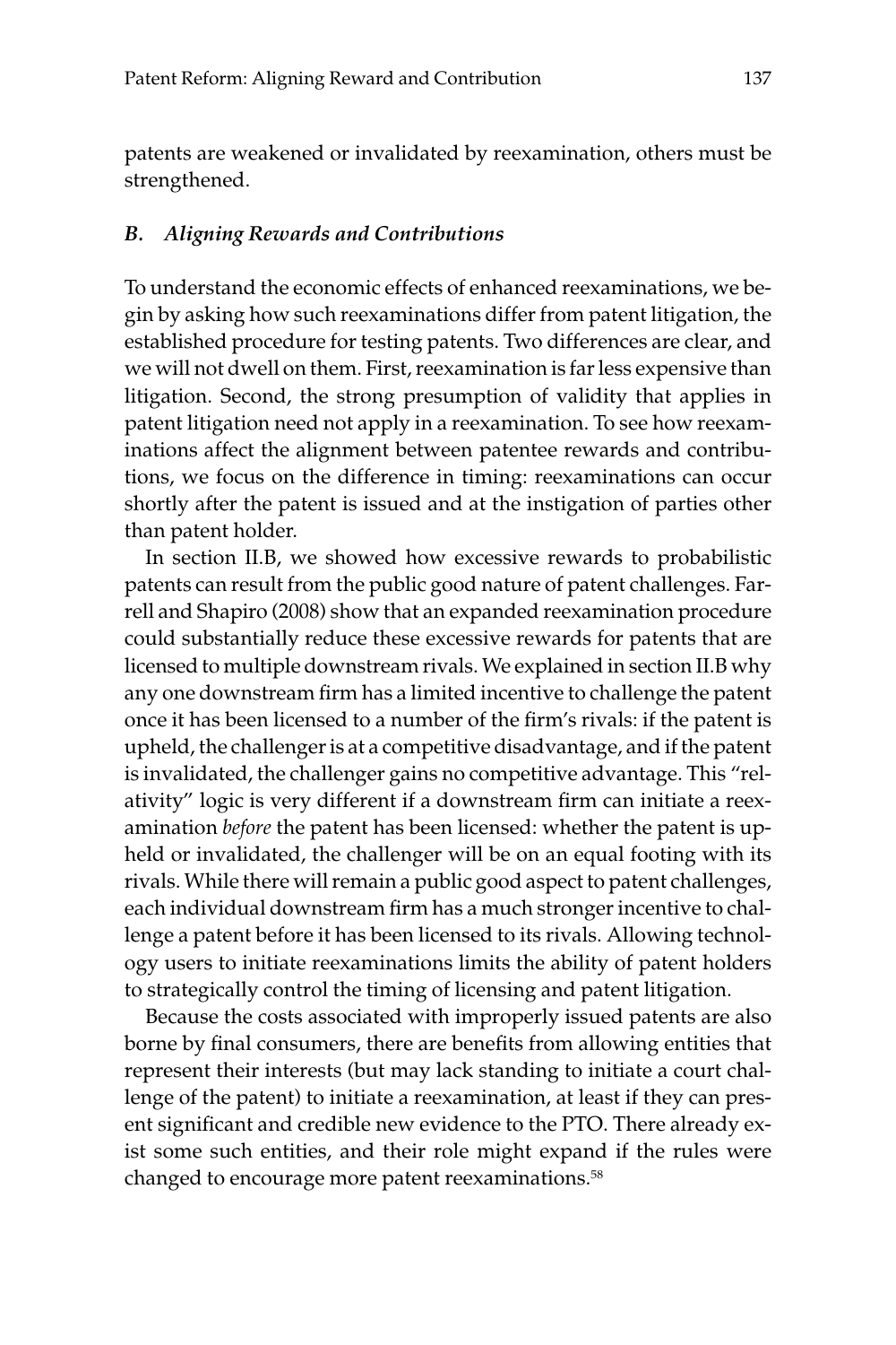patents are weakened or invalidated by reexamination, others must be strengthened.

### *B. Aligning Rewards and Contributions*

To understand the economic effects of enhanced reexaminations, we begin by asking how such reexaminations differ from patent litigation, the established procedure for testing patents. Two differences are clear, and we will not dwell on them. First, reexamination is far less expensive than litigation. Second, the strong presumption of validity that applies in patent litigation need not apply in a reexamination. To see how reexaminations affect the alignment between patentee rewards and contributions, we focus on the difference in timing: reexaminations can occur shortly after the patent is issued and at the instigation of parties other than patent holder.

In section II.B, we showed how excessive rewards to probabilistic patents can result from the public good nature of patent challenges. Farrell and Shapiro (2008) show that an expanded reexamination procedure could substantially reduce these excessive rewards for patents that are licensed to multiple downstream rivals. We explained in section II.B why any one downstream firm has a limited incentive to challenge the patent once it has been licensed to a number of the firm's rivals: if the patent is upheld, the challenger is at a competitive disadvantage, and if the patent is invalidated, the challenger gains no competitive advantage. This "relativity" logic is very different if a downstream firm can initiate a reexamination *before* the patent has been licensed: whether the patent is upheld or invalidated, the challenger will be on an equal footing with its rivals. While there will remain a public good aspect to patent challenges, each individual downstream firm has a much stronger incentive to challenge a patent before it has been licensed to its rivals. Allowing technology users to initiate reexaminations limits the ability of patent holders to strategically control the timing of licensing and patent litigation.

Because the costs associated with improperly issued patents are also borne by final consumers, there are benefits from allowing entities that represent their interests (but may lack standing to initiate a court challenge of the patent) to initiate a reexamination, at least if they can present significant and credible new evidence to the PTO. There already exist some such entities, and their role might expand if the rules were changed to encourage more patent reexaminations.[58]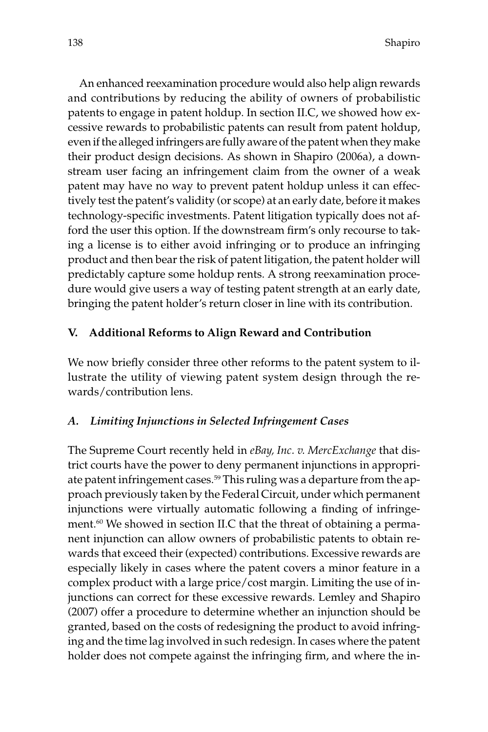An enhanced reexamination procedure would also help align rewards and contributions by reducing the ability of owners of probabilistic patents to engage in patent holdup. In section II.C, we showed how excessive rewards to probabilistic patents can result from patent holdup, even if the alleged infringers are fully aware of the patent when they make their product design decisions. As shown in Shapiro (2006a), a downstream user facing an infringement claim from the owner of a weak patent may have no way to prevent patent holdup unless it can effectively test the patent's validity (or scope) at an early date, before it makes technology-specific investments. Patent litigation typically does not afford the user this option. If the downstream firm's only recourse to taking a license is to either avoid infringing or to produce an infringing product and then bear the risk of patent litigation, the patent holder will predictably capture some holdup rents. A strong reexamination procedure would give users a way of testing patent strength at an early date, bringing the patent holder's return closer in line with its contribution.

## V. Additional Reforms to Align Reward and Contribution

We now briefly consider three other reforms to the patent system to illustrate the utility of viewing patent system design through the rewards/contribution lens.

### *A. Limiting Injunctions in Selected Infringement Cases*

The Supreme Court recently held in *eBay, Inc. v. MercExchange* that district courts have the power to deny permanent injunctions in appropriate patent infringement cases.[59] This ruling was a departure from the approach previously taken by the Federal Circuit, under which permanent injunctions were virtually automatic following a finding of infringement.[60] We showed in section II.C that the threat of obtaining a permanent injunction can allow owners of probabilistic patents to obtain rewards that exceed their (expected) contributions. Excessive rewards are especially likely in cases where the patent covers a minor feature in a complex product with a large price/cost margin. Limiting the use of injunctions can correct for these excessive rewards. Lemley and Shapiro (2007) offer a procedure to determine whether an injunction should be granted, based on the costs of redesigning the product to avoid infringing and the time lag involved in such redesign. In cases where the patent holder does not compete against the infringing firm, and where the in-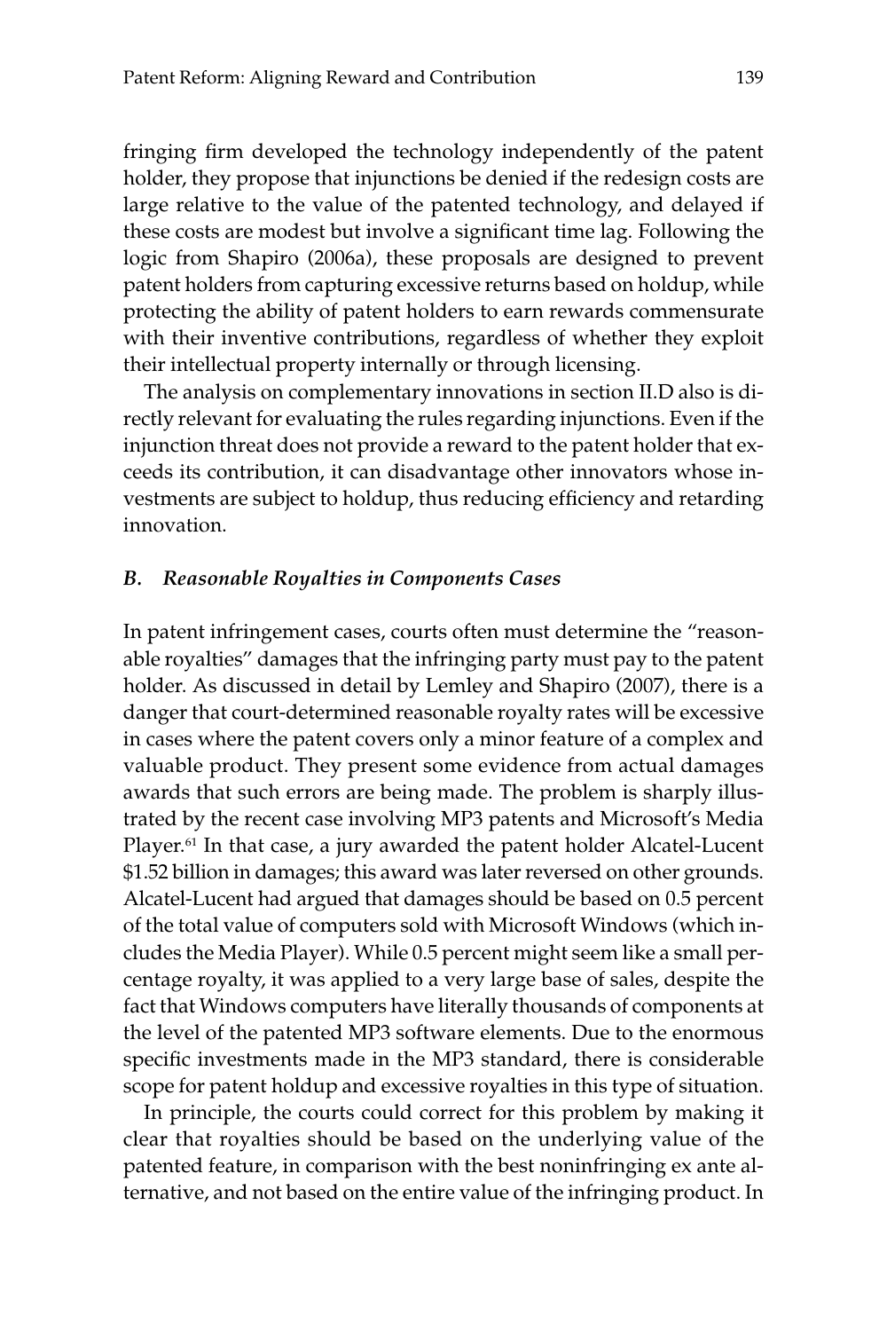fringing firm developed the technology independently of the patent holder, they propose that injunctions be denied if the redesign costs are large relative to the value of the patented technology, and delayed if these costs are modest but involve a significant time lag. Following the logic from Shapiro (2006a), these proposals are designed to prevent patent holders from capturing excessive returns based on holdup, while protecting the ability of patent holders to earn rewards commensurate with their inventive contributions, regardless of whether they exploit their intellectual property internally or through licensing.

The analysis on complementary innovations in section II.D also is directly relevant for evaluating the rules regarding injunctions. Even if the injunction threat does not provide a reward to the patent holder that exceeds its contribution, it can disadvantage other innovators whose investments are subject to holdup, thus reducing efficiency and retarding innovation.

### *B. Reasonable Royalties in Components Cases*

In patent infringement cases, courts often must determine the "reasonable royalties" damages that the infringing party must pay to the patent holder. As discussed in detail by Lemley and Shapiro (2007), there is a danger that court-determined reasonable royalty rates will be excessive in cases where the patent covers only a minor feature of a complex and valuable product. They present some evidence from actual damages awards that such errors are being made. The problem is sharply illustrated by the recent case involving MP3 patents and Microsoft's Media Player.[61] In that case, a jury awarded the patent holder Alcatel-Lucent $1.52 billion in damages; this award was later reversed on other grounds. Alcatel-Lucent had argued that damages should be based on 0.5 percent of the total value of computers sold with Microsoft Windows (which includes the Media Player). While 0.5 percent might seem like a small percentage royalty, it was applied to a very large base of sales, despite the fact that Windows computers have literally thousands of components at the level of the patented MP3 software elements. Due to the enormous specific investments made in the MP3 standard, there is considerable scope for patent holdup and excessive royalties in this type of situation.

In principle, the courts could correct for this problem by making it clear that royalties should be based on the underlying value of the patented feature, in comparison with the best noninfringing ex ante alternative, and not based on the entire value of the infringing product. In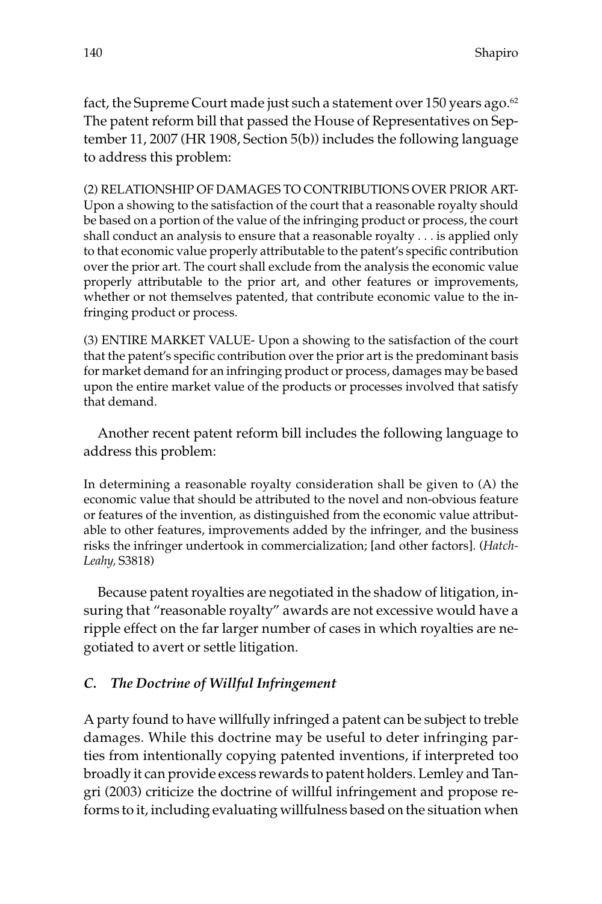fact, the Supreme Court made just such a statement over 150 years ago.[62] The patent reform bill that passed the House of Representatives on September 11, 2007 (HR 1908, Section 5(b)) includes the following language to address this problem:

> (2) RELATIONSHIP OF DAMAGES TO CONTRIBUTIONS OVER PRIOR ART- Upon a showing to the satisfaction of the court that a reasonable royalty should be based on a portion of the value of the infringing product or process, the court shall conduct an analysis to ensure that a reasonable royalty . . . is applied only to that economic value properly attributable to the patent's specific contribution over the prior art. The court shall exclude from the analysis the economic value properly attributable to the prior art, and other features or improvements, whether or not themselves patented, that contribute economic value to the infringing product or process.
>
> (3) ENTIRE MARKET VALUE- Upon a showing to the satisfaction of the court that the patent's specific contribution over the prior art is the predominant basis for market demand for an infringing product or process, damages may be based upon the entire market value of the products or processes involved that satisfy that demand.

Another recent patent reform bill includes the following language to address this problem:

> In determining a reasonable royalty consideration shall be given to (A) the economic value that should be attributed to the novel and non-obvious feature or features of the invention, as distinguished from the economic value attributable to other features, improvements added by the infringer, and the business risks the infringer undertook in commercialization; [and other factors]. (*Hatch-Leahy,* S3818)

Because patent royalties are negotiated in the shadow of litigation, insuring that "reasonable royalty" awards are not excessive would have a ripple effect on the far larger number of cases in which royalties are negotiated to avert or settle litigation.

### *C. The Doctrine of Willful Infringement*

A party found to have willfully infringed a patent can be subject to treble damages. While this doctrine may be useful to deter infringing parties from intentionally copying patented inventions, if interpreted too broadly it can provide excess rewards to patent holders. Lemley and Tangri (2003) criticize the doctrine of willful infringement and propose reforms to it, including evaluating willfulness based on the situation when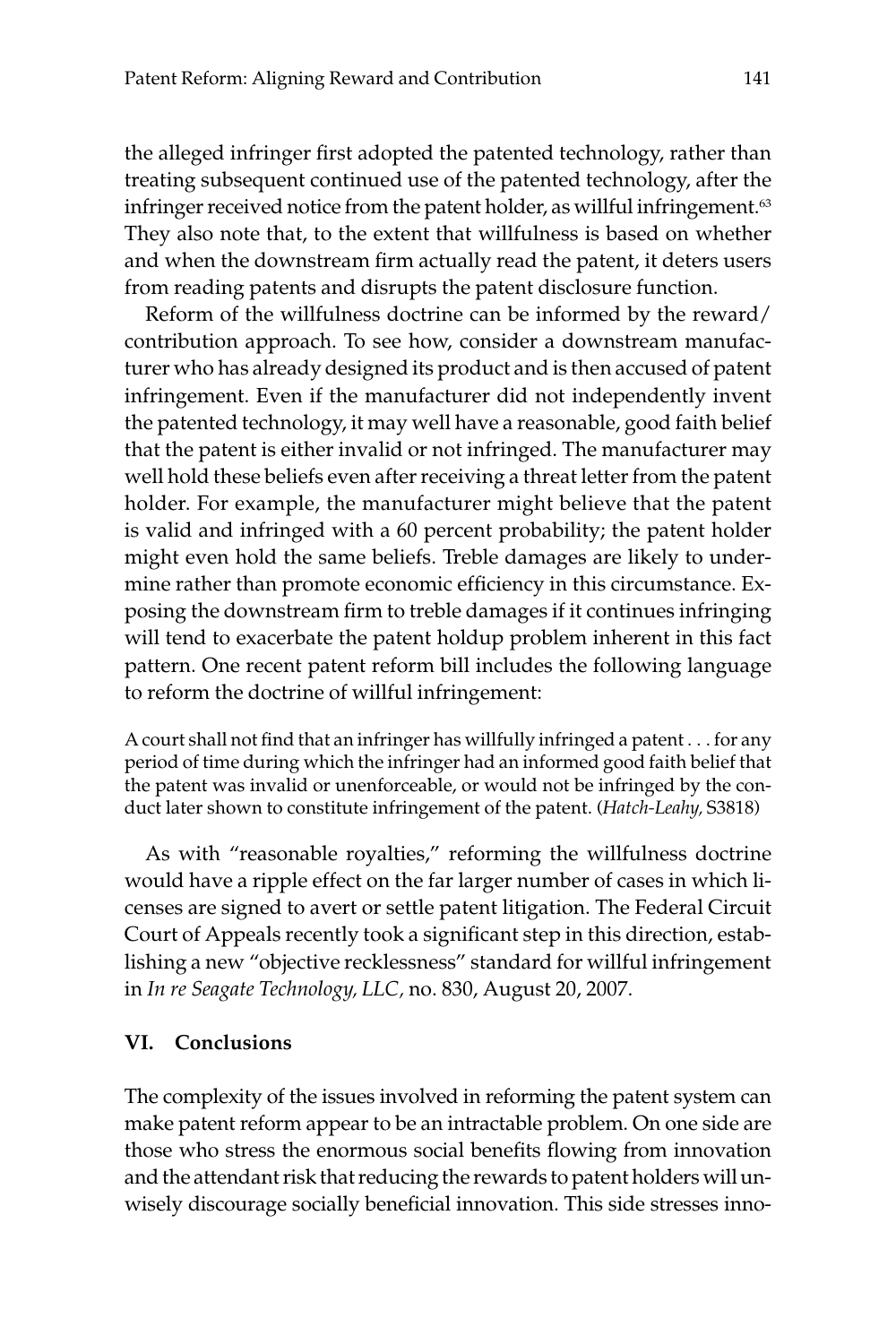the alleged infringer first adopted the patented technology, rather than treating subsequent continued use of the patented technology, after the infringer received notice from the patent holder, as willful infringement.[63] They also note that, to the extent that willfulness is based on whether and when the downstream firm actually read the patent, it deters users from reading patents and disrupts the patent disclosure function.

Reform of the willfulness doctrine can be informed by the reward/contribution approach. To see how, consider a downstream manufacturer who has already designed its product and is then accused of patent infringement. Even if the manufacturer did not independently invent the patented technology, it may well have a reasonable, good faith belief that the patent is either invalid or not infringed. The manufacturer may well hold these beliefs even after receiving a threat letter from the patent holder. For example, the manufacturer might believe that the patent is valid and infringed with a 60 percent probability; the patent holder might even hold the same beliefs. Treble damages are likely to undermine rather than promote economic efficiency in this circumstance. Exposing the downstream firm to treble damages if it continues infringing will tend to exacerbate the patent holdup problem inherent in this fact pattern. One recent patent reform bill includes the following language to reform the doctrine of willful infringement:

> A court shall not find that an infringer has willfully infringed a patent . . . for any period of time during which the infringer had an informed good faith belief that the patent was invalid or unenforceable, or would not be infringed by the conduct later shown to constitute infringement of the patent. (*Hatch-Leahy*, S3818)

As with "reasonable royalties," reforming the willfulness doctrine would have a ripple effect on the far larger number of cases in which licenses are signed to avert or settle patent litigation. The Federal Circuit Court of Appeals recently took a significant step in this direction, establishing a new "objective recklessness" standard for willful infringement in *In re Seagate Technology, LLC*, no. 830, August 20, 2007.

## VI. Conclusions

The complexity of the issues involved in reforming the patent system can make patent reform appear to be an intractable problem. On one side are those who stress the enormous social benefits flowing from innovation and the attendant risk that reducing the rewards to patent holders will unwisely discourage socially beneficial innovation. This side stresses inno-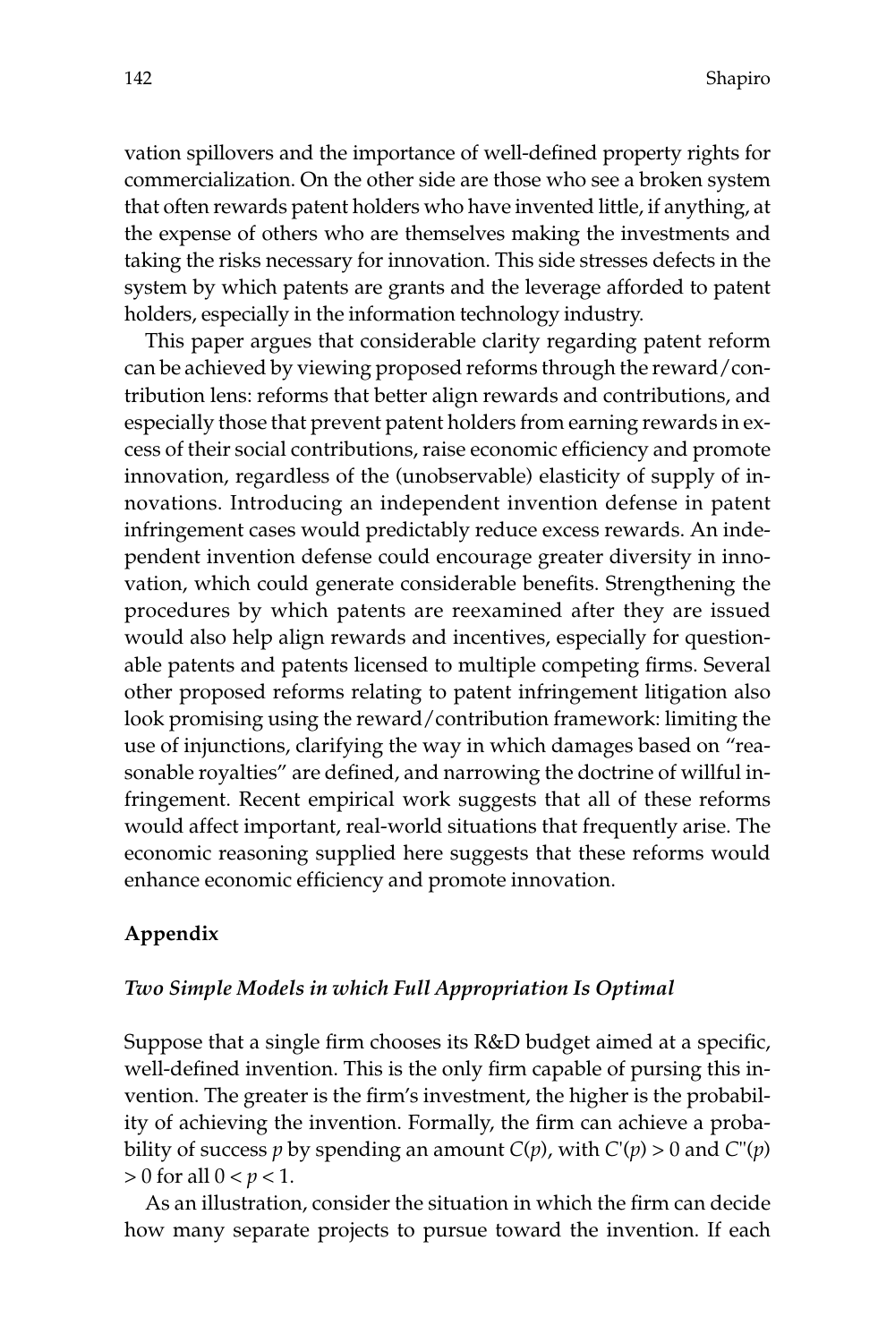vation spillovers and the importance of well-defined property rights for commercialization. On the other side are those who see a broken system that often rewards patent holders who have invented little, if anything, at the expense of others who are themselves making the investments and taking the risks necessary for innovation. This side stresses defects in the system by which patents are grants and the leverage afforded to patent holders, especially in the information technology industry.

This paper argues that considerable clarity regarding patent reform can be achieved by viewing proposed reforms through the reward/contribution lens: reforms that better align rewards and contributions, and especially those that prevent patent holders from earning rewards in excess of their social contributions, raise economic efficiency and promote innovation, regardless of the (unobservable) elasticity of supply of innovations. Introducing an independent invention defense in patent infringement cases would predictably reduce excess rewards. An independent invention defense could encourage greater diversity in innovation, which could generate considerable benefits. Strengthening the procedures by which patents are reexamined after they are issued would also help align rewards and incentives, especially for questionable patents and patents licensed to multiple competing firms. Several other proposed reforms relating to patent infringement litigation also look promising using the reward/contribution framework: limiting the use of injunctions, clarifying the way in which damages based on "reasonable royalties" are defined, and narrowing the doctrine of willful infringement. Recent empirical work suggests that all of these reforms would affect important, real-world situations that frequently arise. The economic reasoning supplied here suggests that these reforms would enhance economic efficiency and promote innovation.

## Appendix

### *Two Simple Models in which Full Appropriation Is Optimal*

Suppose that a single firm chooses its R&D budget aimed at a specific, well-defined invention. This is the only firm capable of pursing this invention. The greater is the firm's investment, the higher is the probability of achieving the invention. Formally, the firm can achieve a probability of success $p$ by spending an amount $C(p)$, with $C'(p) > 0$ and $C''(p) > 0$ for all $0 < p < 1$.

As an illustration, consider the situation in which the firm can decide how many separate projects to pursue toward the invention. If each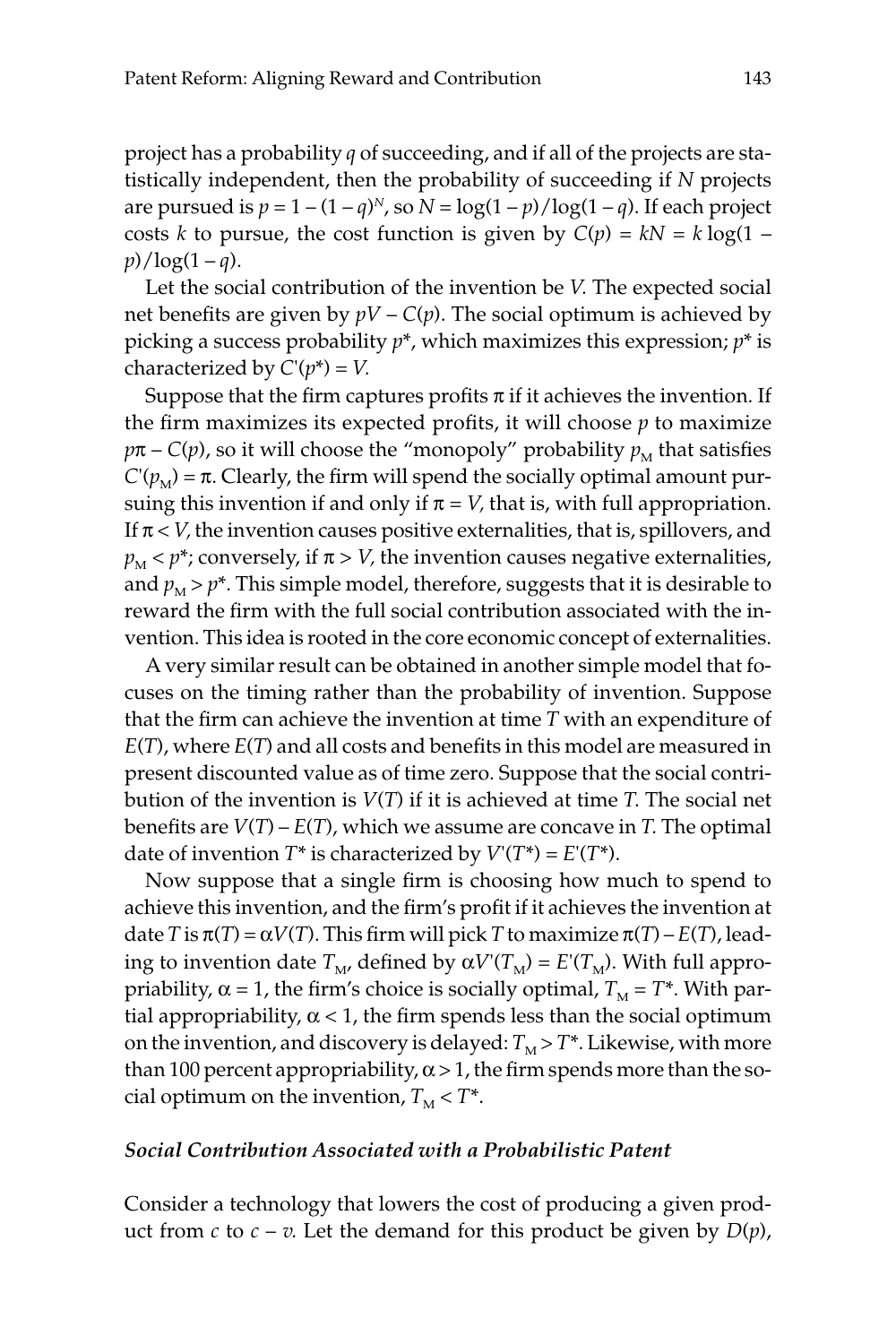project has a probability $q$ of succeeding, and if all of the projects are statistically independent, then the probability of succeeding if $N$ projects are pursued is $p = 1 - (1 - q)^N$, so $N = \log(1 - p)/\log(1 - q)$. If each project costs $k$ to pursue, the cost function is given by $C(p) = kN = k \log(1 - p)/\log(1 - q)$.

Let the social contribution of the invention be $V$. The expected social net benefits are given by $pV - C(p)$. The social optimum is achieved by picking a success probability $p^*$, which maximizes this expression; $p^*$ is characterized by $C'(p^*) = V$.

Suppose that the firm captures profits $\pi$ if it achieves the invention. If the firm maximizes its expected profits, it will choose $p$ to maximize $p\pi - C(p)$, so it will choose the "monopoly" probability $p_M$ that satisfies $C'(p_M) = \pi$. Clearly, the firm will spend the socially optimal amount pursuing this invention if and only if $\pi = V$, that is, with full appropriation. If $\pi < V$, the invention causes positive externalities, that is, spillovers, and $p_M < p^*$; conversely, if $\pi > V$, the invention causes negative externalities, and $p_M > p^*$. This simple model, therefore, suggests that it is desirable to reward the firm with the full social contribution associated with the invention. This idea is rooted in the core economic concept of externalities.

A very similar result can be obtained in another simple model that focuses on the timing rather than the probability of invention. Suppose that the firm can achieve the invention at time $T$ with an expenditure of $E(T)$, where $E(T)$ and all costs and benefits in this model are measured in present discounted value as of time zero. Suppose that the social contribution of the invention is $V(T)$ if it is achieved at time $T$. The social net benefits are $V(T) - E(T)$, which we assume are concave in $T$. The optimal date of invention $T^*$ is characterized by $V'(T^*) = E'(T^*)$.

Now suppose that a single firm is choosing how much to spend to achieve this invention, and the firm's profit if it achieves the invention at date $T$ is $\pi(T) = \alpha V(T)$. This firm will pick $T$ to maximize $\pi(T) - E(T)$, leading to invention date $T_M$, defined by $\alpha V'(T_M) = E'(T_M)$. With full appropriability, $\alpha = 1$, the firm's choice is socially optimal, $T_M = T^*$. With partial appropriability, $\alpha < 1$, the firm spends less than the social optimum on the invention, and discovery is delayed: $T_M > T^*$. Likewise, with more than 100 percent appropriability, $\alpha > 1$, the firm spends more than the social optimum on the invention, $T_M < T^*$.

#### *Social Contribution Associated with a Probabilistic Patent*

Consider a technology that lowers the cost of producing a given product from $c$ to $c - v$. Let the demand for this product be given by $D(p)$,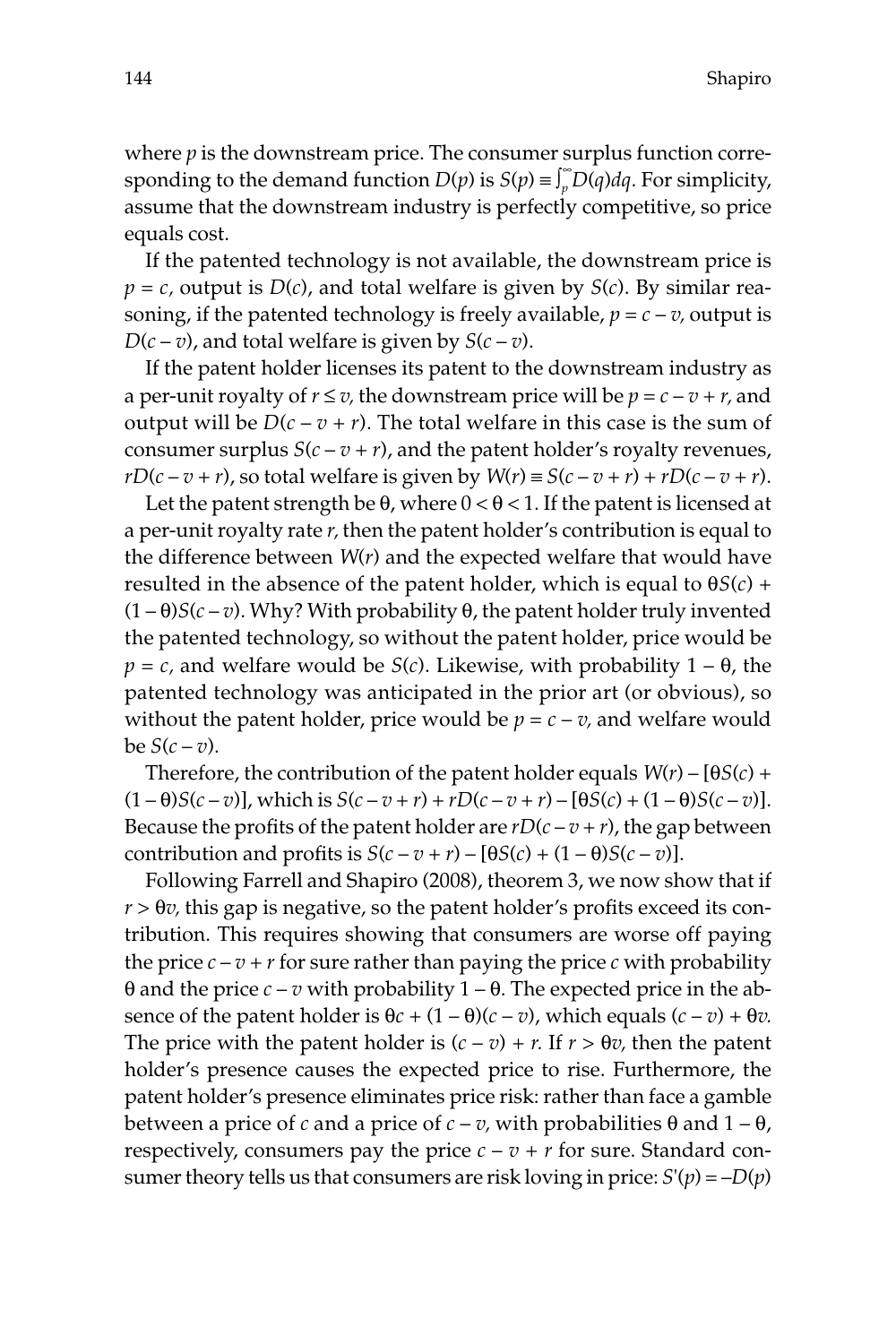where $p$ is the downstream price. The consumer surplus function corresponding to the demand function $D(p)$ is $S(p) \equiv \int_p^\infty D(q)dq$. For simplicity, assume that the downstream industry is perfectly competitive, so price equals cost.

If the patented technology is not available, the downstream price is $p = c$, output is $D(c)$, and total welfare is given by $S(c)$. By similar reasoning, if the patented technology is freely available, $p = c - v$, output is $D(c - v)$, and total welfare is given by $S(c - v)$.

If the patent holder licenses its patent to the downstream industry as a per-unit royalty of $r \leq v$, the downstream price will be $p = c - v + r$, and output will be $D(c - v + r)$. The total welfare in this case is the sum of consumer surplus $S(c - v + r)$, and the patent holder's royalty revenues, $rD(c - v + r)$, so total welfare is given by $W(r) \equiv S(c - v + r) + rD(c - v + r)$.

Let the patent strength be $\theta$, where $0 < \theta < 1$. If the patent is licensed at a per-unit royalty rate $r$, then the patent holder's contribution is equal to the difference between $W(r)$ and the expected welfare that would have resulted in the absence of the patent holder, which is equal to $\theta S(c) + (1 - \theta)S(c - v)$. Why? With probability $\theta$, the patent holder truly invented the patented technology, so without the patent holder, price would be $p = c$, and welfare would be $S(c)$. Likewise, with probability $1 - \theta$, the patented technology was anticipated in the prior art (or obvious), so without the patent holder, price would be $p = c - v$, and welfare would be $S(c - v)$.

Therefore, the contribution of the patent holder equals $W(r) - [\theta S(c) + (1 - \theta)S(c - v)]$, which is $S(c - v + r) + rD(c - v + r) - [\theta S(c) + (1 - \theta)S(c - v)]$. Because the profits of the patent holder are $rD(c - v + r)$, the gap between contribution and profits is $S(c - v + r) - [\theta S(c) + (1 - \theta)S(c - v)]$.

Following Farrell and Shapiro (2008), theorem 3, we now show that if $r > \theta v$, this gap is negative, so the patent holder's profits exceed its contribution. This requires showing that consumers are worse off paying the price $c - v + r$ for sure rather than paying the price $c$ with probability $\theta$ and the price $c - v$ with probability $1 - \theta$. The expected price in the absence of the patent holder is $\theta c + (1 - \theta)(c - v)$, which equals $(c - v) + \theta v$. The price with the patent holder is $(c - v) + r$. If $r > \theta v$, then the patent holder's presence causes the expected price to rise. Furthermore, the patent holder's presence eliminates price risk: rather than face a gamble between a price of $c$ and a price of $c - v$, with probabilities $\theta$ and $1 - \theta$, respectively, consumers pay the price $c - v + r$ for sure. Standard consumer theory tells us that consumers are risk loving in price: $S'(p) = -D(p)$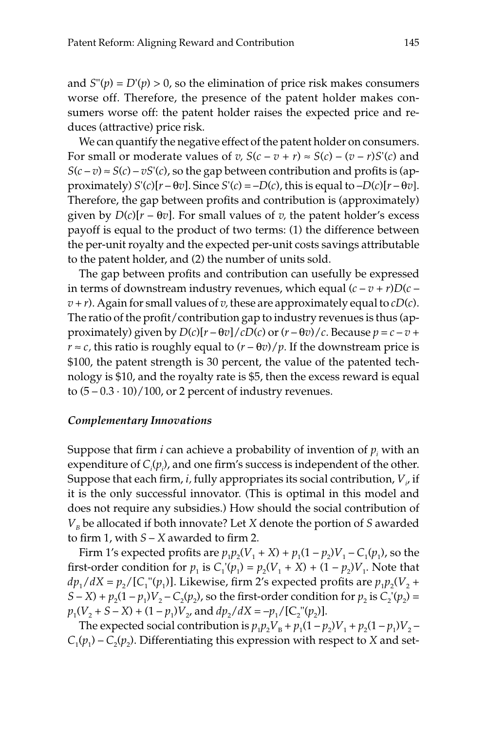and $S''(p) = D'(p) > 0$, so the elimination of price risk makes consumers worse off. Therefore, the presence of the patent holder makes consumers worse off: the patent holder raises the expected price and reduces (attractive) price risk.

We can quantify the negative effect of the patent holder on consumers. For small or moderate values of $v$, $S(c - v + r) \approx S(c) - (v - r)S'(c)$ and $S(c - v) \approx S(c) - vS'(c)$, so the gap between contribution and profits is (approximately) $S'(c)[r - \theta v]$. Since $S'(c) = -D(c)$, this is equal to $-D(c)[r - \theta v]$. Therefore, the gap between profits and contribution is (approximately) given by $D(c)[r - \theta v]$. For small values of $v$, the patent holder's excess payoff is equal to the product of two terms: (1) the difference between the per-unit royalty and the expected per-unit costs savings attributable to the patent holder, and (2) the number of units sold.

The gap between profits and contribution can usefully be expressed in terms of downstream industry revenues, which equal $(c - v + r)D(c - v + r)$. Again for small values of $v$, these are approximately equal to $cD(c)$. The ratio of the profit/contribution gap to industry revenues is thus (approximately) given by $D(c)[r - \theta v]/cD(c)$ or $(r - \theta v)/c$. Because $p = c - v + r \approx c$, this ratio is roughly equal to $(r - \theta v)/p$. If the downstream price is \$100, the patent strength is 30 percent, the value of the patented technology is \$10, and the royalty rate is \$5, then the excess reward is equal to $(5 - 0.3 \cdot 10)/100$, or 2 percent of industry revenues.

### *Complementary Innovations*

Suppose that firm $i$ can achieve a probability of invention of $p_i$ with an expenditure of $C_i(p_i)$, and one firm's success is independent of the other. Suppose that each firm, $i$, fully appropriates its social contribution, $V_i$, if it is the only successful innovator. (This is optimal in this model and does not require any subsidies.) How should the social contribution of $V_B$ be allocated if both innovate? Let $X$ denote the portion of $S$ awarded to firm 1, with $S - X$ awarded to firm 2.

Firm 1's expected profits are $p_1p_2(V_1 + X) + p_1(1 - p_2)V_1 - C_1(p_1)$, so the first-order condition for $p_1$ is $C_1'(p_1) = p_2(V_1 + X) + (1 - p_2)V_1$. Note that $dp_1/dX = p_2/[C_1''(p_1)]$. Likewise, firm 2's expected profits are $p_1p_2(V_2 + S - X) + p_2(1 - p_1)V_2 - C_2(p_2)$, so the first-order condition for $p_2$ is $C_2'(p_2) = p_1(V_2 + S - X) + (1 - p_1)V_2$, and $dp_2/dX = -p_1/[C_2''(p_2)]$.

The expected social contribution is $p_1p_2V_B + p_1(1 - p_2)V_1 + p_2(1 - p_1)V_2 - C_1(p_1) - C_2(p_2)$. Differentiating this expression with respect to $X$ and set-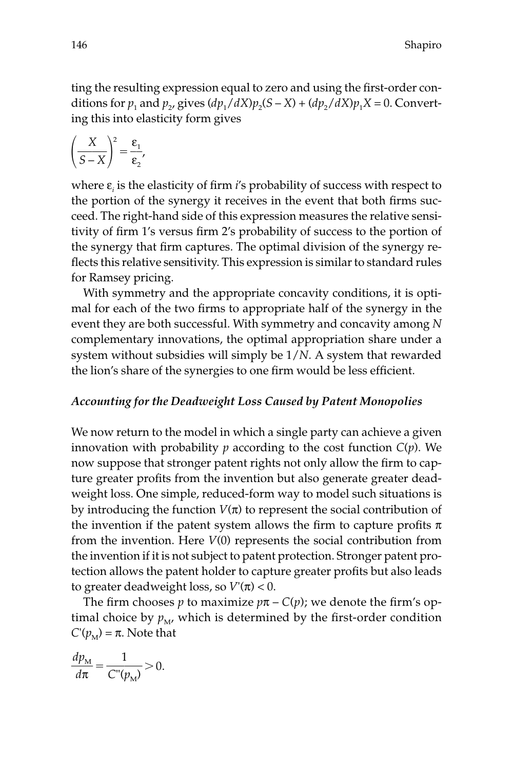ting the resulting expression equal to zero and using the first-order conditions for $p_1$ and $p_2$, gives $(dp_1/dX)p_2(S - X) + (dp_2/dX)p_1X = 0$. Converting this into elasticity form gives

$$\left(\frac{X}{S-X}\right)^2 = \frac{\varepsilon_1}{\varepsilon_2},$$

where $\varepsilon_i$ is the elasticity of firm $i$'s probability of success with respect to the portion of the synergy it receives in the event that both firms succeed. The right-hand side of this expression measures the relative sensitivity of firm 1's versus firm 2's probability of success to the portion of the synergy that firm captures. The optimal division of the synergy reflects this relative sensitivity. This expression is similar to standard rules for Ramsey pricing.

With symmetry and the appropriate concavity conditions, it is optimal for each of the two firms to appropriate half of the synergy in the event they are both successful. With symmetry and concavity among $N$ complementary innovations, the optimal appropriation share under a system without subsidies will simply be $1/N$. A system that rewarded the lion's share of the synergies to one firm would be less efficient.

### *Accounting for the Deadweight Loss Caused by Patent Monopolies*

We now return to the model in which a single party can achieve a given innovation with probability $p$ according to the cost function $C(p)$. We now suppose that stronger patent rights not only allow the firm to capture greater profits from the invention but also generate greater deadweight loss. One simple, reduced-form way to model such situations is by introducing the function $V(\pi)$ to represent the social contribution of the invention if the patent system allows the firm to capture profits $\pi$ from the invention. Here $V(0)$ represents the social contribution from the invention if it is not subject to patent protection. Stronger patent protection allows the patent holder to capture greater profits but also leads to greater deadweight loss, so $V'(\pi) < 0$.

The firm chooses $p$ to maximize $p\pi - C(p)$; we denote the firm's optimal choice by $p_M$, which is determined by the first-order condition $C'(p_M) = \pi$. Note that

$$\frac{dp_M}{d\pi} = \frac{1}{C''(p_M)} > 0.$$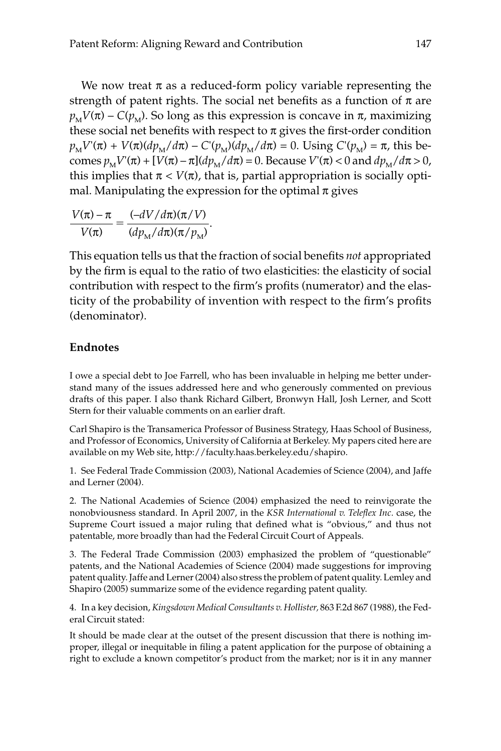We now treat $\pi$ as a reduced-form policy variable representing the strength of patent rights. The social net benefits as a function of $\pi$ are $p_M V(\pi) - C(p_M)$. So long as this expression is concave in $\pi$, maximizing these social net benefits with respect to $\pi$ gives the first-order condition $p_M V'(\pi) + V(\pi)(dp_M/d\pi) - C'(p_M)(dp_M/d\pi) = 0$. Using $C'(p_M) = \pi$, this becomes $p_M V'(\pi) + [V(\pi) - \pi](dp_M/d\pi) = 0$. Because $V'(\pi) < 0$ and $dp_M/d\pi > 0$, this implies that $\pi < V(\pi)$, that is, partial appropriation is socially optimal. Manipulating the expression for the optimal $\pi$ gives

$$\frac{V(\pi) - \pi}{V(\pi)} = \frac{(-dV/d\pi)(\pi/V)}{(dp_M/d\pi)(\pi/p_M)}.$$

This equation tells us that the fraction of social benefits *not* appropriated by the firm is equal to the ratio of two elasticities: the elasticity of social contribution with respect to the firm's profits (numerator) and the elasticity of the probability of invention with respect to the firm's profits (denominator).

## Endnotes

I owe a special debt to Joe Farrell, who has been invaluable in helping me better understand many of the issues addressed here and who generously commented on previous drafts of this paper. I also thank Richard Gilbert, Bronwyn Hall, Josh Lerner, and Scott Stern for their valuable comments on an earlier draft.

Carl Shapiro is the Transamerica Professor of Business Strategy, Haas School of Business, and Professor of Economics, University of California at Berkeley. My papers cited here are available on my Web site, http://faculty.haas.berkeley.edu/shapiro.

1. See Federal Trade Commission (2003), National Academies of Science (2004), and Jaffe and Lerner (2004).

2. The National Academies of Science (2004) emphasized the need to reinvigorate the nonobviousness standard. In April 2007, in the *KSR International v. Teleflex Inc.* case, the Supreme Court issued a major ruling that defined what is "obvious," and thus not patentable, more broadly than had the Federal Circuit Court of Appeals.

3. The Federal Trade Commission (2003) emphasized the problem of "questionable" patents, and the National Academies of Science (2004) made suggestions for improving patent quality. Jaffe and Lerner (2004) also stress the problem of patent quality. Lemley and Shapiro (2005) summarize some of the evidence regarding patent quality.

4. In a key decision, *Kingsdown Medical Consultants v. Hollister,* 863 F.2d 867 (1988), the Federal Circuit stated:

It should be made clear at the outset of the present discussion that there is nothing improper, illegal or inequitable in filing a patent application for the purpose of obtaining a right to exclude a known competitor's product from the market; nor is it in any manner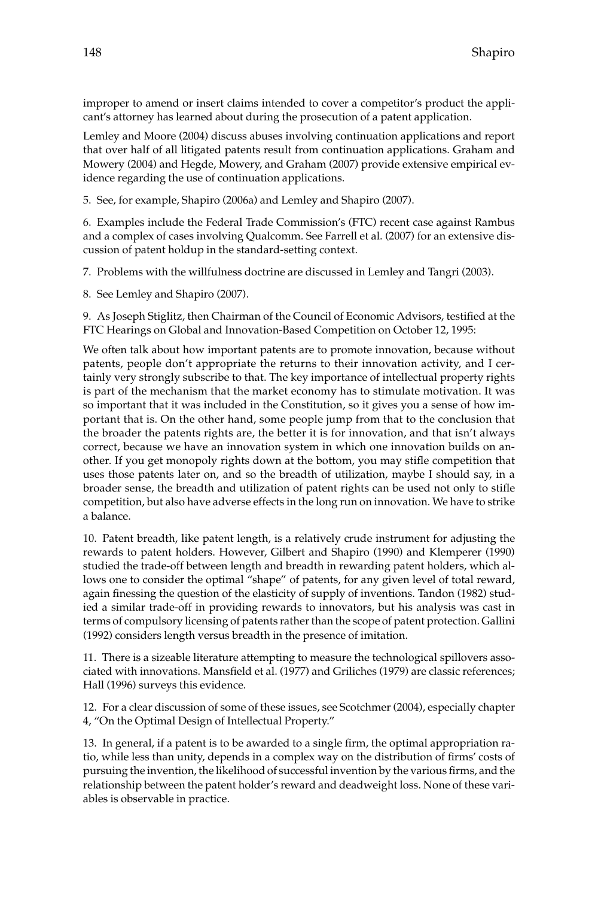improper to amend or insert claims intended to cover a competitor's product the applicant's attorney has learned about during the prosecution of a patent application.

Lemley and Moore (2004) discuss abuses involving continuation applications and report that over half of all litigated patents result from continuation applications. Graham and Mowery (2004) and Hegde, Mowery, and Graham (2007) provide extensive empirical evidence regarding the use of continuation applications.

5. See, for example, Shapiro (2006a) and Lemley and Shapiro (2007).

6. Examples include the Federal Trade Commission's (FTC) recent case against Rambus and a complex of cases involving Qualcomm. See Farrell et al. (2007) for an extensive discussion of patent holdup in the standard-setting context.

7. Problems with the willfulness doctrine are discussed in Lemley and Tangri (2003).

8. See Lemley and Shapiro (2007).

9. As Joseph Stiglitz, then Chairman of the Council of Economic Advisors, testified at the FTC Hearings on Global and Innovation-Based Competition on October 12, 1995:

We often talk about how important patents are to promote innovation, because without patents, people don't appropriate the returns to their innovation activity, and I certainly very strongly subscribe to that. The key importance of intellectual property rights is part of the mechanism that the market economy has to stimulate motivation. It was so important that it was included in the Constitution, so it gives you a sense of how important that is. On the other hand, some people jump from that to the conclusion that the broader the patents rights are, the better it is for innovation, and that isn't always correct, because we have an innovation system in which one innovation builds on another. If you get monopoly rights down at the bottom, you may stifle competition that uses those patents later on, and so the breadth of utilization, maybe I should say, in a broader sense, the breadth and utilization of patent rights can be used not only to stifle competition, but also have adverse effects in the long run on innovation. We have to strike a balance.

10. Patent breadth, like patent length, is a relatively crude instrument for adjusting the rewards to patent holders. However, Gilbert and Shapiro (1990) and Klemperer (1990) studied the trade-off between length and breadth in rewarding patent holders, which allows one to consider the optimal "shape" of patents, for any given level of total reward, again finessing the question of the elasticity of supply of inventions. Tandon (1982) studied a similar trade-off in providing rewards to innovators, but his analysis was cast in terms of compulsory licensing of patents rather than the scope of patent protection. Gallini (1992) considers length versus breadth in the presence of imitation.

11. There is a sizeable literature attempting to measure the technological spillovers associated with innovations. Mansfield et al. (1977) and Griliches (1979) are classic references; Hall (1996) surveys this evidence.

12. For a clear discussion of some of these issues, see Scotchmer (2004), especially chapter 4, "On the Optimal Design of Intellectual Property."

13. In general, if a patent is to be awarded to a single firm, the optimal appropriation ratio, while less than unity, depends in a complex way on the distribution of firms' costs of pursuing the invention, the likelihood of successful invention by the various firms, and the relationship between the patent holder's reward and deadweight loss. None of these variables is observable in practice.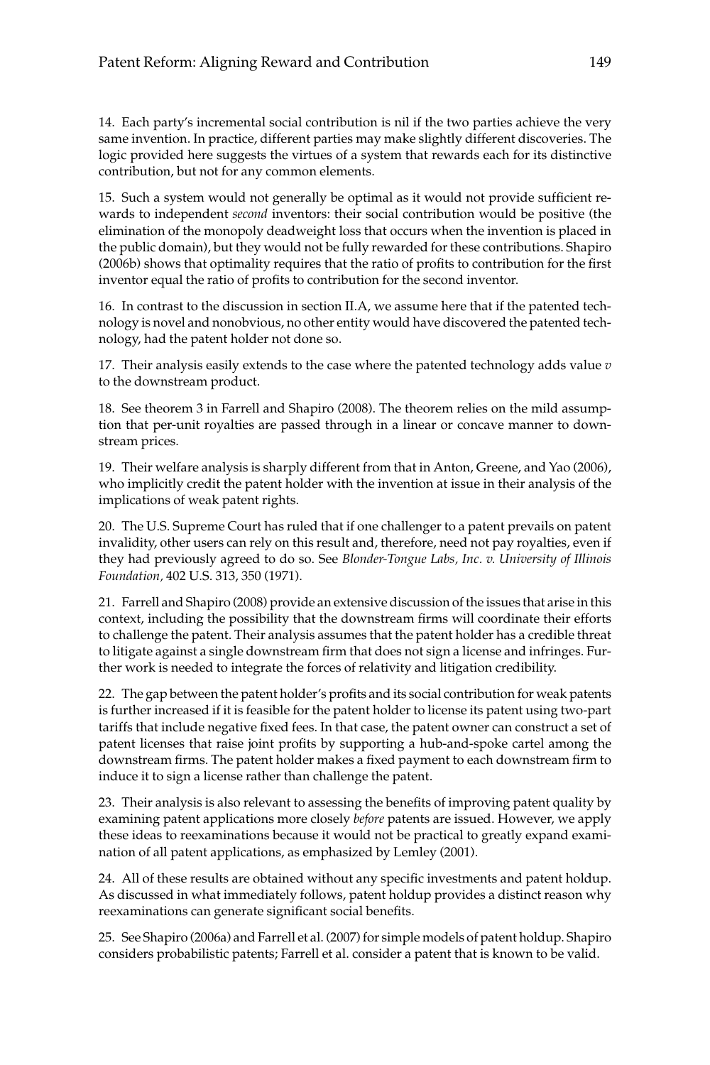14. Each party's incremental social contribution is nil if the two parties achieve the very same invention. In practice, different parties may make slightly different discoveries. The logic provided here suggests the virtues of a system that rewards each for its distinctive contribution, but not for any common elements.

15. Such a system would not generally be optimal as it would not provide sufficient rewards to independent *second* inventors: their social contribution would be positive (the elimination of the monopoly deadweight loss that occurs when the invention is placed in the public domain), but they would not be fully rewarded for these contributions. Shapiro (2006b) shows that optimality requires that the ratio of profits to contribution for the first inventor equal the ratio of profits to contribution for the second inventor.

16. In contrast to the discussion in section II.A, we assume here that if the patented technology is novel and nonobvious, no other entity would have discovered the patented technology, had the patent holder not done so.

17. Their analysis easily extends to the case where the patented technology adds value $v$ to the downstream product.

18. See theorem 3 in Farrell and Shapiro (2008). The theorem relies on the mild assumption that per-unit royalties are passed through in a linear or concave manner to downstream prices.

19. Their welfare analysis is sharply different from that in Anton, Greene, and Yao (2006), who implicitly credit the patent holder with the invention at issue in their analysis of the implications of weak patent rights.

20. The U.S. Supreme Court has ruled that if one challenger to a patent prevails on patent invalidity, other users can rely on this result and, therefore, need not pay royalties, even if they had previously agreed to do so. See *Blonder-Tongue Labs, Inc. v. University of Illinois Foundation*, 402 U.S. 313, 350 (1971).

21. Farrell and Shapiro (2008) provide an extensive discussion of the issues that arise in this context, including the possibility that the downstream firms will coordinate their efforts to challenge the patent. Their analysis assumes that the patent holder has a credible threat to litigate against a single downstream firm that does not sign a license and infringes. Further work is needed to integrate the forces of relativity and litigation credibility.

22. The gap between the patent holder's profits and its social contribution for weak patents is further increased if it is feasible for the patent holder to license its patent using two-part tariffs that include negative fixed fees. In that case, the patent owner can construct a set of patent licenses that raise joint profits by supporting a hub-and-spoke cartel among the downstream firms. The patent holder makes a fixed payment to each downstream firm to induce it to sign a license rather than challenge the patent.

23. Their analysis is also relevant to assessing the benefits of improving patent quality by examining patent applications more closely *before* patents are issued. However, we apply these ideas to reexaminations because it would not be practical to greatly expand examination of all patent applications, as emphasized by Lemley (2001).

24. All of these results are obtained without any specific investments and patent holdup. As discussed in what immediately follows, patent holdup provides a distinct reason why reexaminations can generate significant social benefits.

25. See Shapiro (2006a) and Farrell et al. (2007) for simple models of patent holdup. Shapiro considers probabilistic patents; Farrell et al. consider a patent that is known to be valid.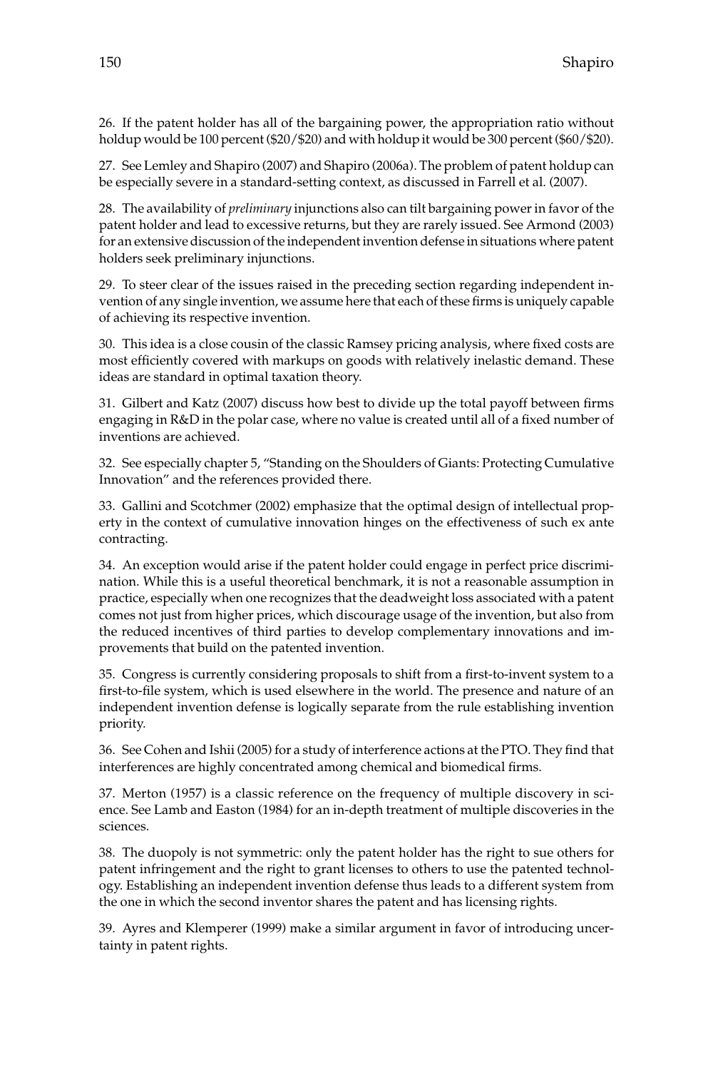26. If the patent holder has all of the bargaining power, the appropriation ratio without holdup would be 100 percent (\$20/\$20) and with holdup it would be 300 percent (\$60/\$20).

27. See Lemley and Shapiro (2007) and Shapiro (2006a). The problem of patent holdup can be especially severe in a standard-setting context, as discussed in Farrell et al. (2007).

28. The availability of *preliminary* injunctions also can tilt bargaining power in favor of the patent holder and lead to excessive returns, but they are rarely issued. See Armond (2003) for an extensive discussion of the independent invention defense in situations where patent holders seek preliminary injunctions.

29. To steer clear of the issues raised in the preceding section regarding independent invention of any single invention, we assume here that each of these firms is uniquely capable of achieving its respective invention.

30. This idea is a close cousin of the classic Ramsey pricing analysis, where fixed costs are most efficiently covered with markups on goods with relatively inelastic demand. These ideas are standard in optimal taxation theory.

31. Gilbert and Katz (2007) discuss how best to divide up the total payoff between firms engaging in R&D in the polar case, where no value is created until all of a fixed number of inventions are achieved.

32. See especially chapter 5, "Standing on the Shoulders of Giants: Protecting Cumulative Innovation" and the references provided there.

33. Gallini and Scotchmer (2002) emphasize that the optimal design of intellectual property in the context of cumulative innovation hinges on the effectiveness of such ex ante contracting.

34. An exception would arise if the patent holder could engage in perfect price discrimination. While this is a useful theoretical benchmark, it is not a reasonable assumption in practice, especially when one recognizes that the deadweight loss associated with a patent comes not just from higher prices, which discourage usage of the invention, but also from the reduced incentives of third parties to develop complementary innovations and improvements that build on the patented invention.

35. Congress is currently considering proposals to shift from a first-to-invent system to a first-to-file system, which is used elsewhere in the world. The presence and nature of an independent invention defense is logically separate from the rule establishing invention priority.

36. See Cohen and Ishii (2005) for a study of interference actions at the PTO. They find that interferences are highly concentrated among chemical and biomedical firms.

37. Merton (1957) is a classic reference on the frequency of multiple discovery in science. See Lamb and Easton (1984) for an in-depth treatment of multiple discoveries in the sciences.

38. The duopoly is not symmetric: only the patent holder has the right to sue others for patent infringement and the right to grant licenses to others to use the patented technology. Establishing an independent invention defense thus leads to a different system from the one in which the second inventor shares the patent and has licensing rights.

39. Ayres and Klemperer (1999) make a similar argument in favor of introducing uncertainty in patent rights.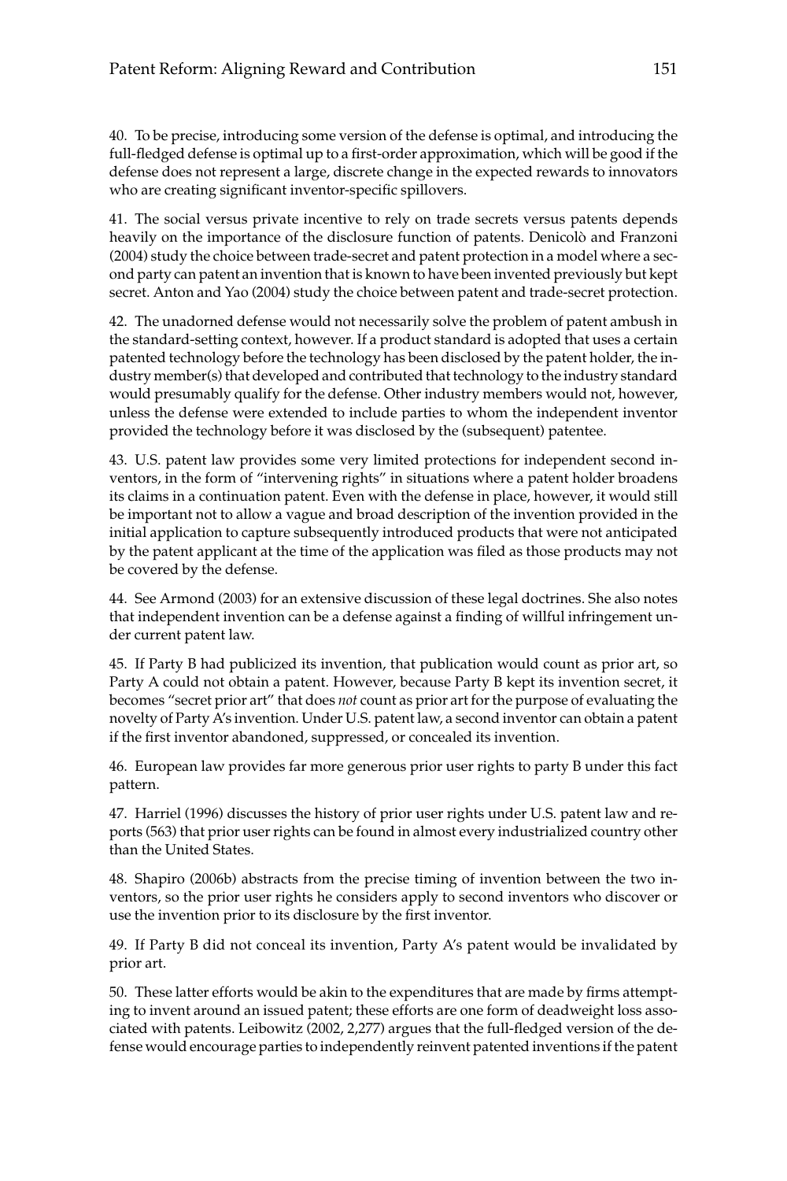40. To be precise, introducing some version of the defense is optimal, and introducing the full-fledged defense is optimal up to a first-order approximation, which will be good if the defense does not represent a large, discrete change in the expected rewards to innovators who are creating significant inventor-specific spillovers.

41. The social versus private incentive to rely on trade secrets versus patents depends heavily on the importance of the disclosure function of patents. Denicolò and Franzoni (2004) study the choice between trade-secret and patent protection in a model where a second party can patent an invention that is known to have been invented previously but kept secret. Anton and Yao (2004) study the choice between patent and trade-secret protection.

42. The unadorned defense would not necessarily solve the problem of patent ambush in the standard-setting context, however. If a product standard is adopted that uses a certain patented technology before the technology has been disclosed by the patent holder, the industry member(s) that developed and contributed that technology to the industry standard would presumably qualify for the defense. Other industry members would not, however, unless the defense were extended to include parties to whom the independent inventor provided the technology before it was disclosed by the (subsequent) patentee.

43. U.S. patent law provides some very limited protections for independent second inventors, in the form of "intervening rights" in situations where a patent holder broadens its claims in a continuation patent. Even with the defense in place, however, it would still be important not to allow a vague and broad description of the invention provided in the initial application to capture subsequently introduced products that were not anticipated by the patent applicant at the time of the application was filed as those products may not be covered by the defense.

44. See Armond (2003) for an extensive discussion of these legal doctrines. She also notes that independent invention can be a defense against a finding of willful infringement under current patent law.

45. If Party B had publicized its invention, that publication would count as prior art, so Party A could not obtain a patent. However, because Party B kept its invention secret, it becomes "secret prior art" that does *not* count as prior art for the purpose of evaluating the novelty of Party A's invention. Under U.S. patent law, a second inventor can obtain a patent if the first inventor abandoned, suppressed, or concealed its invention.

46. European law provides far more generous prior user rights to party B under this fact pattern.

47. Harriel (1996) discusses the history of prior user rights under U.S. patent law and reports (563) that prior user rights can be found in almost every industrialized country other than the United States.

48. Shapiro (2006b) abstracts from the precise timing of invention between the two inventors, so the prior user rights he considers apply to second inventors who discover or use the invention prior to its disclosure by the first inventor.

49. If Party B did not conceal its invention, Party A's patent would be invalidated by prior art.

50. These latter efforts would be akin to the expenditures that are made by firms attempting to invent around an issued patent; these efforts are one form of deadweight loss associated with patents. Leibowitz (2002, 2,277) argues that the full-fledged version of the defense would encourage parties to independently reinvent patented inventions if the patent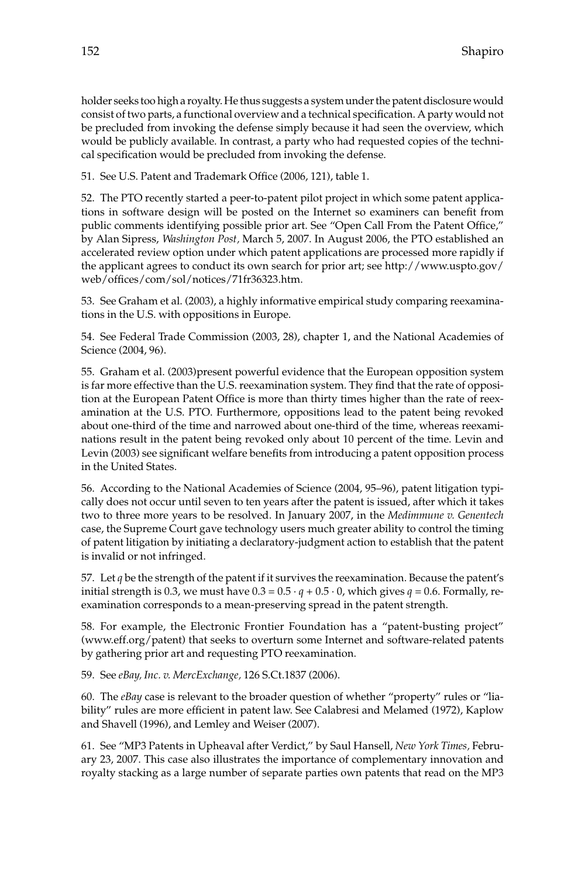holder seeks too high a royalty. He thus suggests a system under the patent disclosure would consist of two parts, a functional overview and a technical specification. A party would not be precluded from invoking the defense simply because it had seen the overview, which would be publicly available. In contrast, a party who had requested copies of the technical specification would be precluded from invoking the defense.

51. See U.S. Patent and Trademark Office (2006, 121), table 1.

52. The PTO recently started a peer-to-patent pilot project in which some patent applications in software design will be posted on the Internet so examiners can benefit from public comments identifying possible prior art. See "Open Call From the Patent Office," by Alan Sipress, *Washington Post*, March 5, 2007. In August 2006, the PTO established an accelerated review option under which patent applications are processed more rapidly if the applicant agrees to conduct its own search for prior art; see http://www.uspto.gov/web/offices/com/sol/notices/71fr36323.htm.

53. See Graham et al. (2003), a highly informative empirical study comparing reexaminations in the U.S. with oppositions in Europe.

54. See Federal Trade Commission (2003, 28), chapter 1, and the National Academies of Science (2004, 96).

55. Graham et al. (2003)present powerful evidence that the European opposition system is far more effective than the U.S. reexamination system. They find that the rate of opposition at the European Patent Office is more than thirty times higher than the rate of reexamination at the U.S. PTO. Furthermore, oppositions lead to the patent being revoked about one-third of the time and narrowed about one-third of the time, whereas reexaminations result in the patent being revoked only about 10 percent of the time. Levin and Levin (2003) see significant welfare benefits from introducing a patent opposition process in the United States.

56. According to the National Academies of Science (2004, 95–96), patent litigation typically does not occur until seven to ten years after the patent is issued, after which it takes two to three more years to be resolved. In January 2007, in the *Medimmune v. Genentech* case, the Supreme Court gave technology users much greater ability to control the timing of patent litigation by initiating a declaratory-judgment action to establish that the patent is invalid or not infringed.

57. Let $q$ be the strength of the patent if it survives the reexamination. Because the patent's initial strength is 0.3, we must have $0.3 = 0.5 \cdot q + 0.5 \cdot 0$, which gives $q = 0.6$. Formally, reexamination corresponds to a mean-preserving spread in the patent strength.

58. For example, the Electronic Frontier Foundation has a "patent-busting project" (www.eff.org/patent) that seeks to overturn some Internet and software-related patents by gathering prior art and requesting PTO reexamination.

59. See *eBay, Inc. v. MercExchange*, 126 S.Ct.1837 (2006).

60. The *eBay* case is relevant to the broader question of whether "property" rules or "liability" rules are more efficient in patent law. See Calabresi and Melamed (1972), Kaplow and Shavell (1996), and Lemley and Weiser (2007).

61. See "MP3 Patents in Upheaval after Verdict," by Saul Hansell, *New York Times*, February 23, 2007. This case also illustrates the importance of complementary innovation and royalty stacking as a large number of separate parties own patents that read on the MP3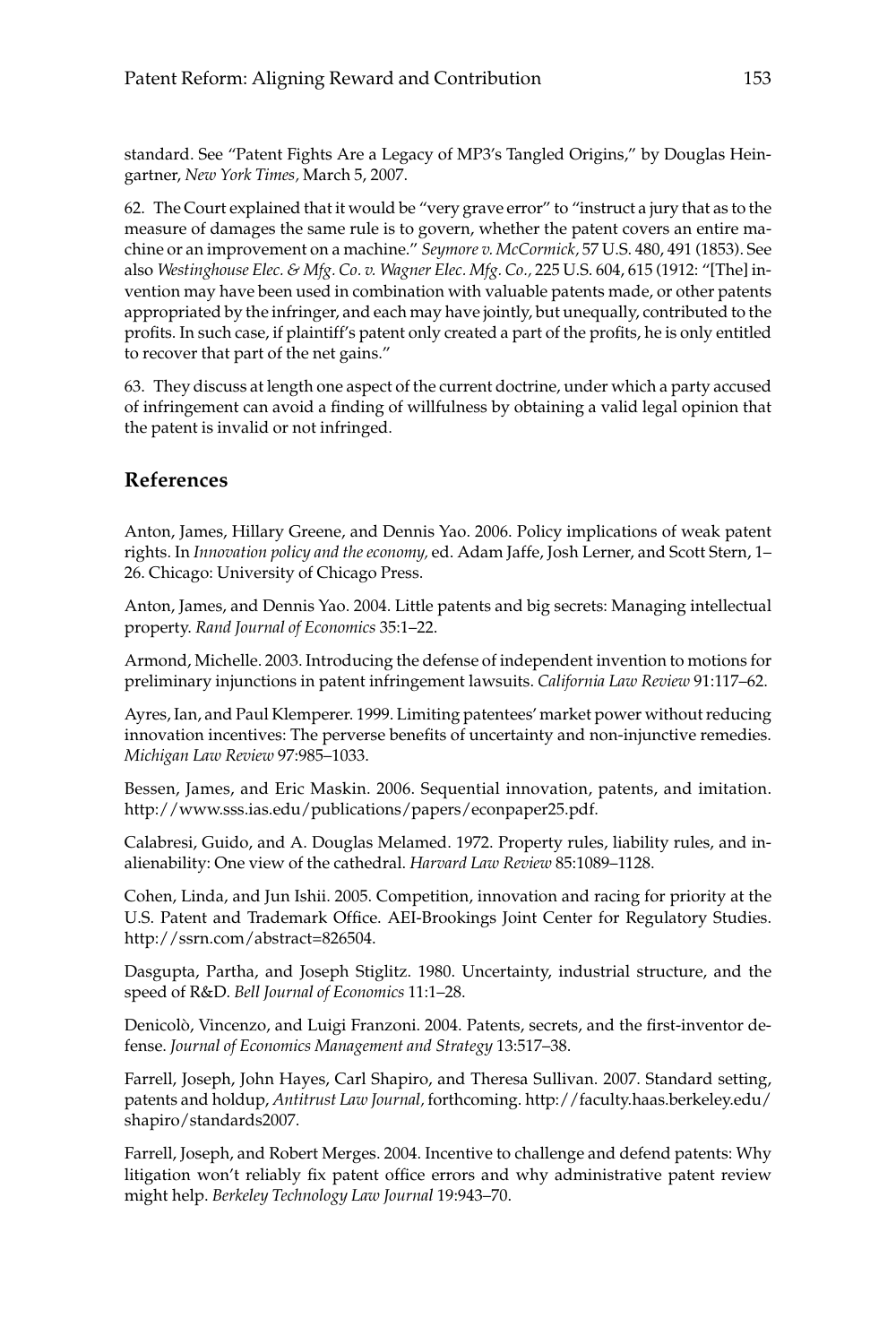standard. See "Patent Fights Are a Legacy of MP3's Tangled Origins," by Douglas Heingartner, *New York Times,* March 5, 2007.

62. The Court explained that it would be "very grave error" to "instruct a jury that as to the measure of damages the same rule is to govern, whether the patent covers an entire machine or an improvement on a machine." *Seymore v. McCormick,* 57 U.S. 480, 491 (1853). See also *Westinghouse Elec. & Mfg. Co. v. Wagner Elec. Mfg. Co.,* 225 U.S. 604, 615 (1912: "[The] invention may have been used in combination with valuable patents made, or other patents appropriated by the infringer, and each may have jointly, but unequally, contributed to the profits. In such case, if plaintiff's patent only created a part of the profits, he is only entitled to recover that part of the net gains."

63. They discuss at length one aspect of the current doctrine, under which a party accused of infringement can avoid a finding of willfulness by obtaining a valid legal opinion that the patent is invalid or not infringed.

## References

Anton, James, Hillary Greene, and Dennis Yao. 2006. Policy implications of weak patent rights. In *Innovation policy and the economy,* ed. Adam Jaffe, Josh Lerner, and Scott Stern, 1–26. Chicago: University of Chicago Press.

Anton, James, and Dennis Yao. 2004. Little patents and big secrets: Managing intellectual property. *Rand Journal of Economics* 35:1–22.

Armond, Michelle. 2003. Introducing the defense of independent invention to motions for preliminary injunctions in patent infringement lawsuits. *California Law Review* 91:117–62.

Ayres, Ian, and Paul Klemperer. 1999. Limiting patentees' market power without reducing innovation incentives: The perverse benefits of uncertainty and non-injunctive remedies. *Michigan Law Review* 97:985–1033.

Bessen, James, and Eric Maskin. 2006. Sequential innovation, patents, and imitation. http://www.sss.ias.edu/publications/papers/econpaper25.pdf.

Calabresi, Guido, and A. Douglas Melamed. 1972. Property rules, liability rules, and inalienability: One view of the cathedral. *Harvard Law Review* 85:1089–1128.

Cohen, Linda, and Jun Ishii. 2005. Competition, innovation and racing for priority at the U.S. Patent and Trademark Office. AEI-Brookings Joint Center for Regulatory Studies. http://ssrn.com/abstract=826504.

Dasgupta, Partha, and Joseph Stiglitz. 1980. Uncertainty, industrial structure, and the speed of R&D. *Bell Journal of Economics* 11:1–28.

Denicolò, Vincenzo, and Luigi Franzoni. 2004. Patents, secrets, and the first-inventor defense. *Journal of Economics Management and Strategy* 13:517–38.

Farrell, Joseph, John Hayes, Carl Shapiro, and Theresa Sullivan. 2007. Standard setting, patents and holdup, *Antitrust Law Journal,* forthcoming. http://faculty.haas.berkeley.edu/shapiro/standards2007.

Farrell, Joseph, and Robert Merges. 2004. Incentive to challenge and defend patents: Why litigation won't reliably fix patent office errors and why administrative patent review might help. *Berkeley Technology Law Journal* 19:943–70.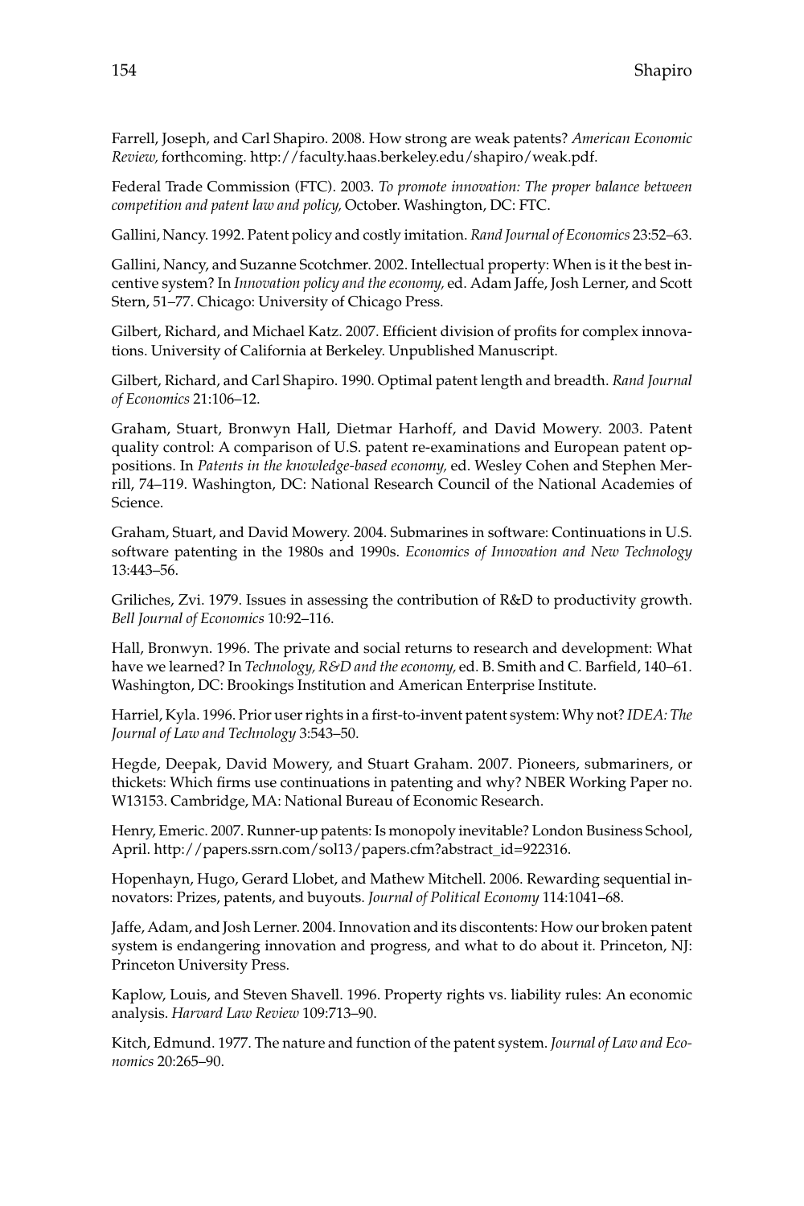Farrell, Joseph, and Carl Shapiro. 2008. How strong are weak patents? *American Economic Review,* forthcoming. http://faculty.haas.berkeley.edu/shapiro/weak.pdf.

Federal Trade Commission (FTC). 2003. *To promote innovation: The proper balance between competition and patent law and policy,* October. Washington, DC: FTC.

Gallini, Nancy. 1992. Patent policy and costly imitation. *Rand Journal of Economics* 23:52–63.

Gallini, Nancy, and Suzanne Scotchmer. 2002. Intellectual property: When is it the best incentive system? In *Innovation policy and the economy,* ed. Adam Jaffe, Josh Lerner, and Scott Stern, 51–77. Chicago: University of Chicago Press.

Gilbert, Richard, and Michael Katz. 2007. Efficient division of profits for complex innovations. University of California at Berkeley. Unpublished Manuscript.

Gilbert, Richard, and Carl Shapiro. 1990. Optimal patent length and breadth. *Rand Journal of Economics* 21:106–12.

Graham, Stuart, Bronwyn Hall, Dietmar Harhoff, and David Mowery. 2003. Patent quality control: A comparison of U.S. patent re-examinations and European patent oppositions. In *Patents in the knowledge-based economy,* ed. Wesley Cohen and Stephen Merrill, 74–119. Washington, DC: National Research Council of the National Academies of Science.

Graham, Stuart, and David Mowery. 2004. Submarines in software: Continuations in U.S. software patenting in the 1980s and 1990s. *Economics of Innovation and New Technology* 13:443–56.

Griliches, Zvi. 1979. Issues in assessing the contribution of R&D to productivity growth. *Bell Journal of Economics* 10:92–116.

Hall, Bronwyn. 1996. The private and social returns to research and development: What have we learned? In *Technology, R&D and the economy,* ed. B. Smith and C. Barfield, 140–61. Washington, DC: Brookings Institution and American Enterprise Institute.

Harriel, Kyla. 1996. Prior user rights in a first-to-invent patent system: Why not? *IDEA: The Journal of Law and Technology* 3:543–50.

Hegde, Deepak, David Mowery, and Stuart Graham. 2007. Pioneers, submariners, or thickets: Which firms use continuations in patenting and why? NBER Working Paper no. W13153. Cambridge, MA: National Bureau of Economic Research.

Henry, Emeric. 2007. Runner-up patents: Is monopoly inevitable? London Business School, April. http://papers.ssrn.com/sol13/papers.cfm?abstract_id=922316.

Hopenhayn, Hugo, Gerard Llobet, and Mathew Mitchell. 2006. Rewarding sequential innovators: Prizes, patents, and buyouts. *Journal of Political Economy* 114:1041–68.

Jaffe, Adam, and Josh Lerner. 2004. Innovation and its discontents: How our broken patent system is endangering innovation and progress, and what to do about it. Princeton, NJ: Princeton University Press.

Kaplow, Louis, and Steven Shavell. 1996. Property rights vs. liability rules: An economic analysis. *Harvard Law Review* 109:713–90.

Kitch, Edmund. 1977. The nature and function of the patent system. *Journal of Law and Economics* 20:265–90.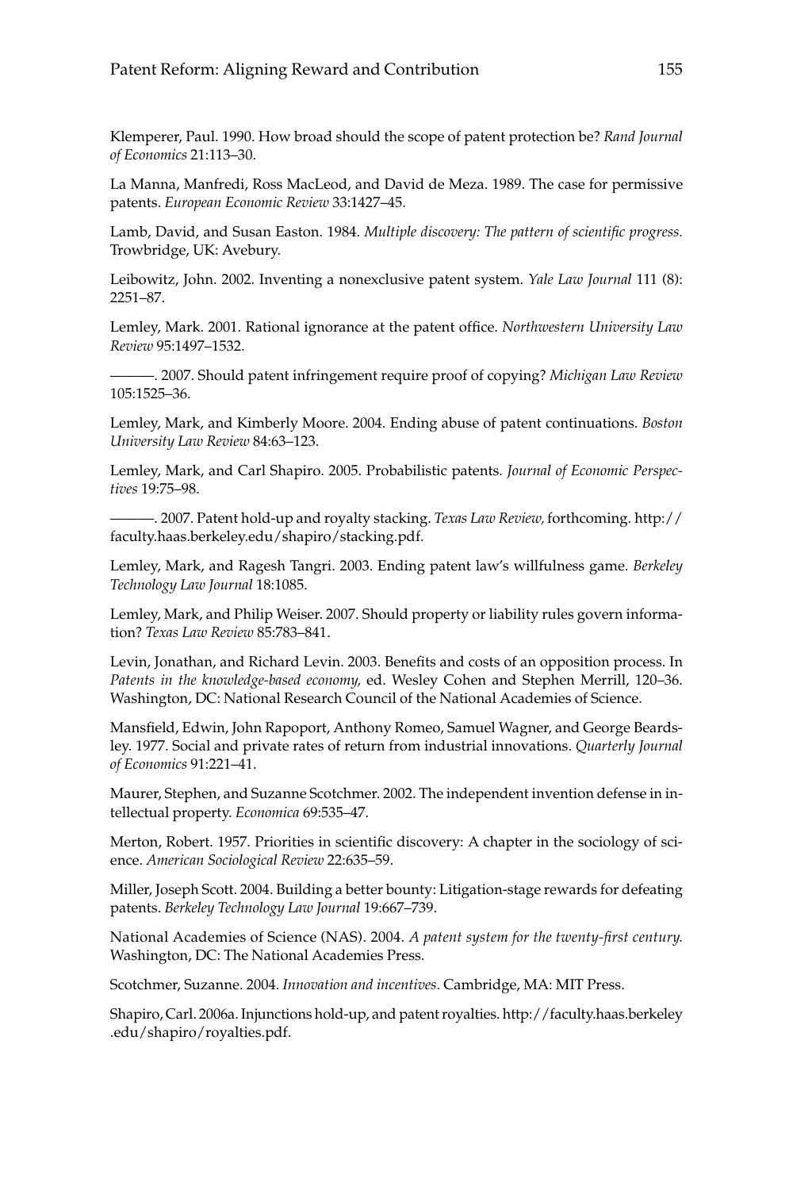Klemperer, Paul. 1990. How broad should the scope of patent protection be? *Rand Journal of Economics* 21:113–30.

La Manna, Manfredi, Ross MacLeod, and David de Meza. 1989. The case for permissive patents. *European Economic Review* 33:1427–45.

Lamb, David, and Susan Easton. 1984. *Multiple discovery: The pattern of scientific progress.* Trowbridge, UK: Avebury.

Leibowitz, John. 2002. Inventing a nonexclusive patent system. *Yale Law Journal* 111 (8): 2251–87.

Lemley, Mark. 2001. Rational ignorance at the patent office. *Northwestern University Law Review* 95:1497–1532.

———. 2007. Should patent infringement require proof of copying? *Michigan Law Review* 105:1525–36.

Lemley, Mark, and Kimberly Moore. 2004. Ending abuse of patent continuations. *Boston University Law Review* 84:63–123.

Lemley, Mark, and Carl Shapiro. 2005. Probabilistic patents. *Journal of Economic Perspectives* 19:75–98.

———. 2007. Patent hold-up and royalty stacking. *Texas Law Review,* forthcoming. http://faculty.haas.berkeley.edu/shapiro/stacking.pdf.

Lemley, Mark, and Ragesh Tangri. 2003. Ending patent law's willfulness game. *Berkeley Technology Law Journal* 18:1085.

Lemley, Mark, and Philip Weiser. 2007. Should property or liability rules govern information? *Texas Law Review* 85:783–841.

Levin, Jonathan, and Richard Levin. 2003. Benefits and costs of an opposition process. In *Patents in the knowledge-based economy,* ed. Wesley Cohen and Stephen Merrill, 120–36. Washington, DC: National Research Council of the National Academies of Science.

Mansfield, Edwin, John Rapoport, Anthony Romeo, Samuel Wagner, and George Beardsley. 1977. Social and private rates of return from industrial innovations. *Quarterly Journal of Economics* 91:221–41.

Maurer, Stephen, and Suzanne Scotchmer. 2002. The independent invention defense in intellectual property. *Economica* 69:535–47.

Merton, Robert. 1957. Priorities in scientific discovery: A chapter in the sociology of science. *American Sociological Review* 22:635–59.

Miller, Joseph Scott. 2004. Building a better bounty: Litigation-stage rewards for defeating patents. *Berkeley Technology Law Journal* 19:667–739.

National Academies of Science (NAS). 2004. *A patent system for the twenty-first century.* Washington, DC: The National Academies Press.

Scotchmer, Suzanne. 2004. *Innovation and incentives.* Cambridge, MA: MIT Press.

Shapiro, Carl. 2006a. Injunctions hold-up, and patent royalties. http://faculty.haas.berkeley.edu/shapiro/royalties.pdf.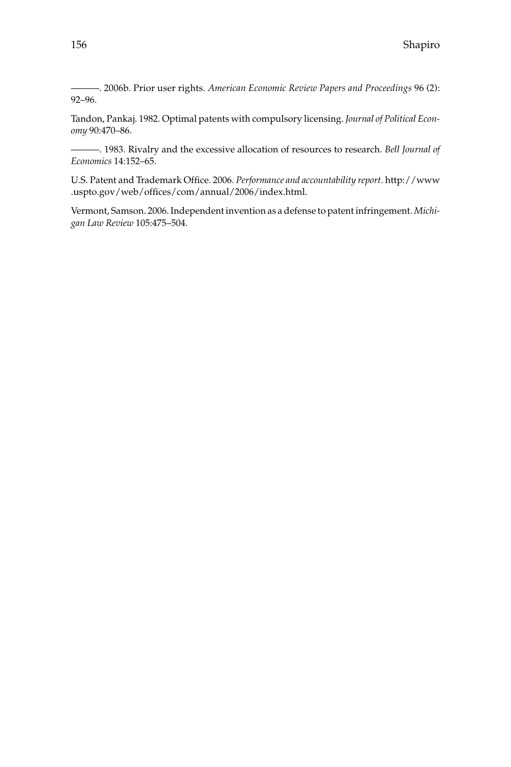———. 2006b. Prior user rights. *American Economic Review Papers and Proceedings* 96 (2): 92–96.

Tandon, Pankaj. 1982. Optimal patents with compulsory licensing. *Journal of Political Economy* 90:470–86.

———. 1983. Rivalry and the excessive allocation of resources to research. *Bell Journal of Economics* 14:152–65.

U.S. Patent and Trademark Office. 2006. *Performance and accountability report*. http://www.uspto.gov/web/offices/com/annual/2006/index.html.

Vermont, Samson. 2006. Independent invention as a defense to patent infringement. *Michigan Law Review* 105:475–504.